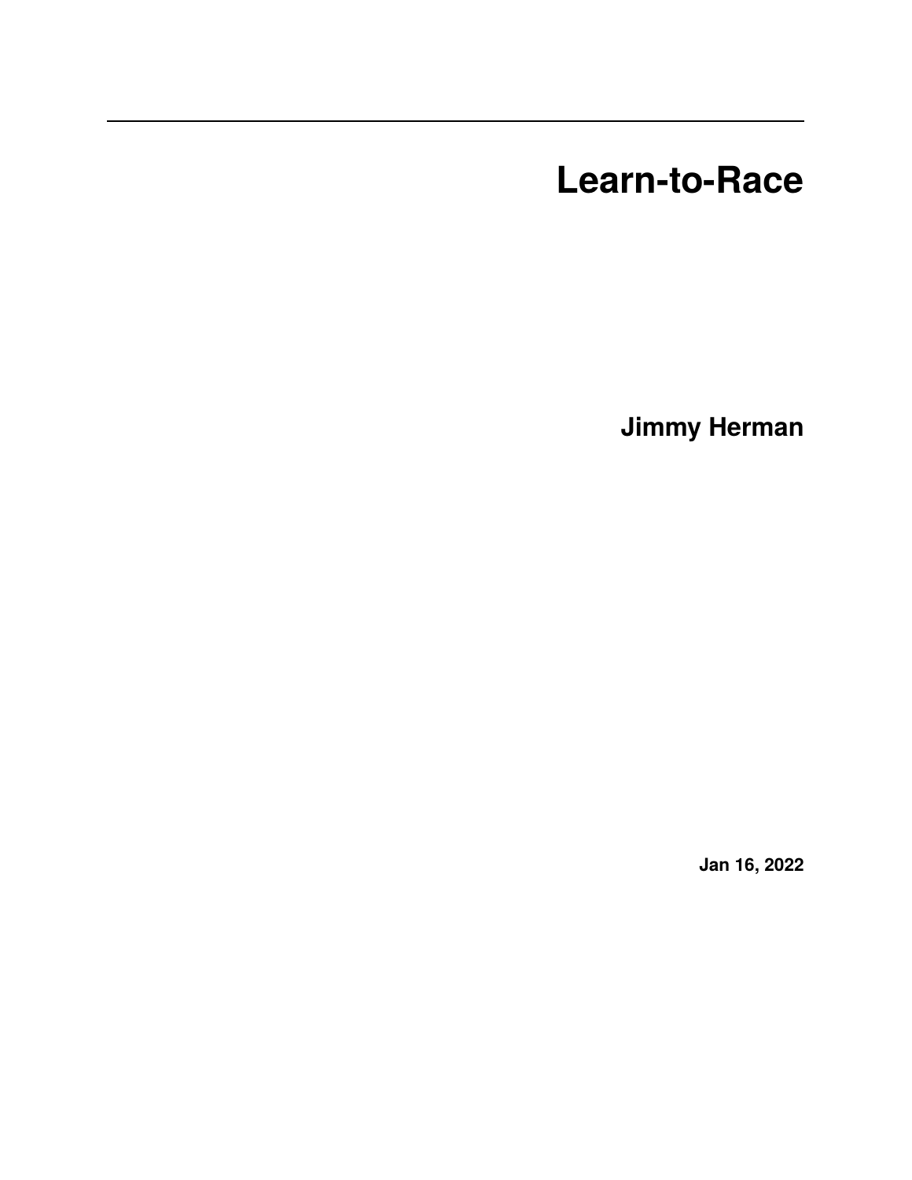# Learn-to-Race

**Jimmy Herman**

**Jan 16, 2022**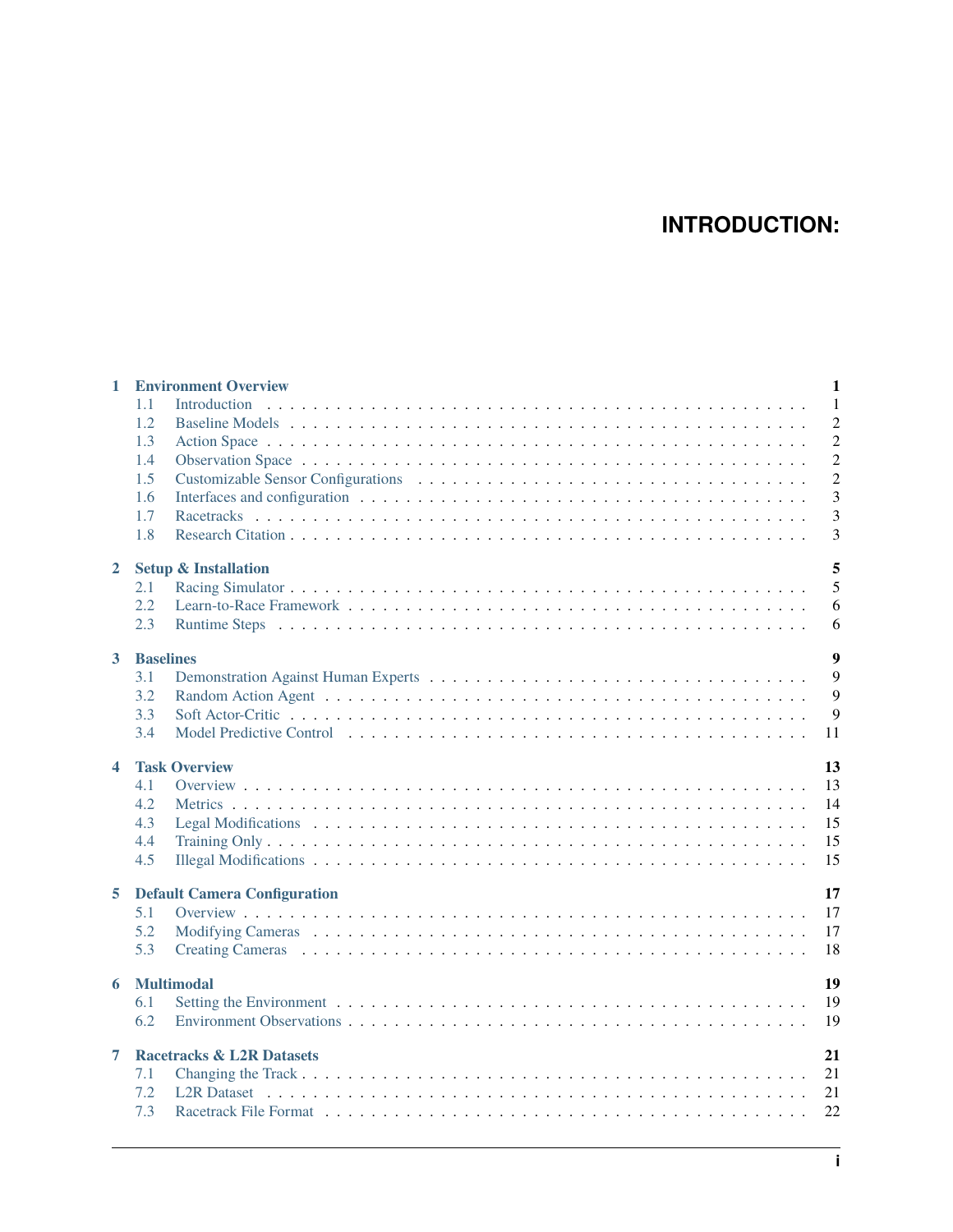# INTRODUCTION:

| | | |
|---|---|---|
| **1** | **Environment Overview** | **1** |
| 1.1 | Introduction | 1 |
| 1.2 | Baseline Models | 2 |
| 1.3 | Action Space | 2 |
| 1.4 | Observation Space | 2 |
| 1.5 | Customizable Sensor Configurations | 2 |
| 1.6 | Interfaces and configuration | 3 |
| 1.7 | Racetracks | 3 |
| 1.8 | Research Citation | 3 |
| **2** | **Setup & Installation** | **5** |
| 2.1 | Racing Simulator | 5 |
| 2.2 | Learn-to-Race Framework | 6 |
| 2.3 | Runtime Steps | 6 |
| **3** | **Baselines** | **9** |
| 3.1 | Demonstration Against Human Experts | 9 |
| 3.2 | Random Action Agent | 9 |
| 3.3 | Soft Actor-Critic | 9 |
| 3.4 | Model Predictive Control | 11 |
| **4** | **Task Overview** | **13** |
| 4.1 | Overview | 13 |
| 4.2 | Metrics | 14 |
| 4.3 | Legal Modifications | 15 |
| 4.4 | Training Only | 15 |
| 4.5 | Illegal Modifications | 15 |
| **5** | **Default Camera Configuration** | **17** |
| 5.1 | Overview | 17 |
| 5.2 | Modifying Cameras | 17 |
| 5.3 | Creating Cameras | 18 |
| **6** | **Multimodal** | **19** |
| 6.1 | Setting the Environment | 19 |
| 6.2 | Environment Observations | 19 |
| **7** | **Racetracks & L2R Datasets** | **21** |
| 7.1 | Changing the Track | 21 |
| 7.2 | L2R Dataset | 21 |
| 7.3 | Racetrack File Format | 22 |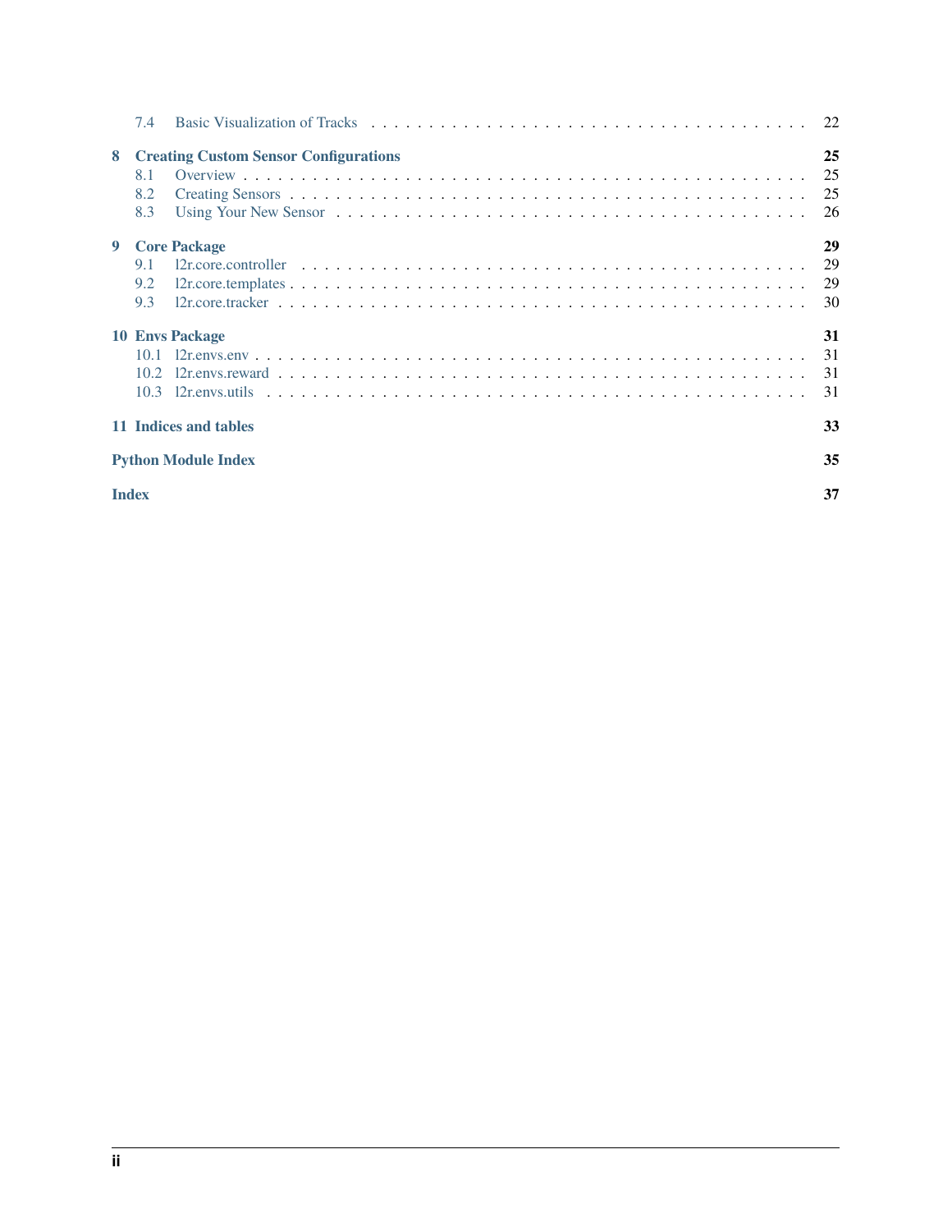- 7.4 Basic Visualization of Tracks . . . . . 22

**8 Creating Custom Sensor Configurations** **25**
- 8.1 Overview . . . . . 25
- 8.2 Creating Sensors . . . . . 25
- 8.3 Using Your New Sensor . . . . . 26

**9 Core Package** **29**
- 9.1 l2r.core.controller . . . . . 29
- 9.2 l2r.core.templates . . . . . 29
- 9.3 l2r.core.tracker . . . . . 30

**10 Envs Package** **31**
- 10.1 l2r.envs.env . . . . . 31
- 10.2 l2r.envs.reward . . . . . 31
- 10.3 l2r.envs.utils . . . . . 31

**11 Indices and tables** **33**

**Python Module Index** **35**

**Index** **37**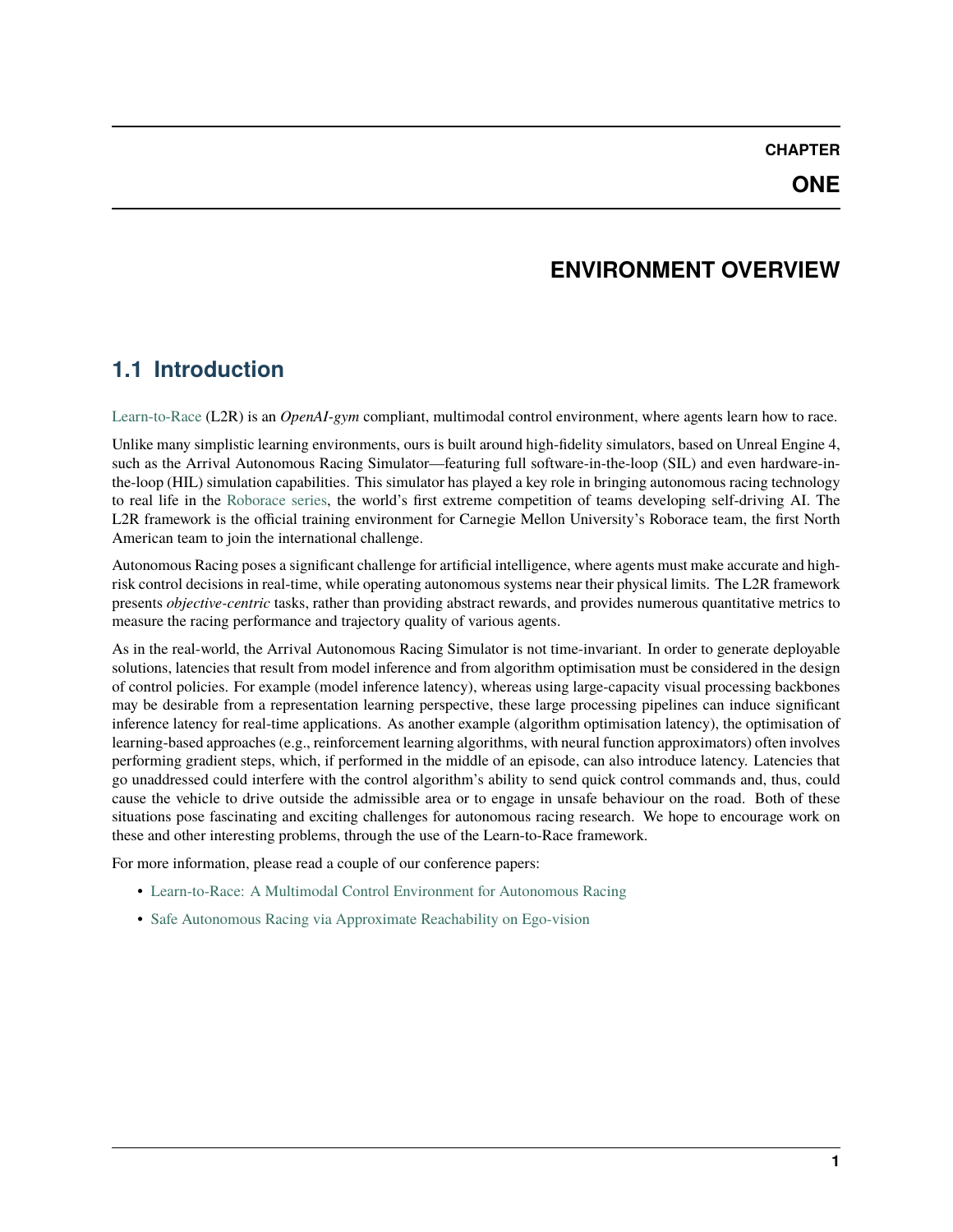# CHAPTER ONE

# ENVIRONMENT OVERVIEW

## 1.1 Introduction

Learn-to-Race (L2R) is an *OpenAI-gym* compliant, multimodal control environment, where agents learn how to race.

Unlike many simplistic learning environments, ours is built around high-fidelity simulators, based on Unreal Engine 4, such as the Arrival Autonomous Racing Simulator—featuring full software-in-the-loop (SIL) and even hardware-in-the-loop (HIL) simulation capabilities. This simulator has played a key role in bringing autonomous racing technology to real life in the Roborace series, the world's first extreme competition of teams developing self-driving AI. The L2R framework is the official training environment for Carnegie Mellon University's Roborace team, the first North American team to join the international challenge.

Autonomous Racing poses a significant challenge for artificial intelligence, where agents must make accurate and high-risk control decisions in real-time, while operating autonomous systems near their physical limits. The L2R framework presents *objective-centric* tasks, rather than providing abstract rewards, and provides numerous quantitative metrics to measure the racing performance and trajectory quality of various agents.

As in the real-world, the Arrival Autonomous Racing Simulator is not time-invariant. In order to generate deployable solutions, latencies that result from model inference and from algorithm optimisation must be considered in the design of control policies. For example (model inference latency), whereas using large-capacity visual processing backbones may be desirable from a representation learning perspective, these large processing pipelines can induce significant inference latency for real-time applications. As another example (algorithm optimisation latency), the optimisation of learning-based approaches (e.g., reinforcement learning algorithms, with neural function approximators) often involves performing gradient steps, which, if performed in the middle of an episode, can also introduce latency. Latencies that go unaddressed could interfere with the control algorithm's ability to send quick control commands and, thus, could cause the vehicle to drive outside the admissible area or to engage in unsafe behaviour on the road. Both of these situations pose fascinating and exciting challenges for autonomous racing research. We hope to encourage work on these and other interesting problems, through the use of the Learn-to-Race framework.

For more information, please read a couple of our conference papers:

- Learn-to-Race: A Multimodal Control Environment for Autonomous Racing
- Safe Autonomous Racing via Approximate Reachability on Ego-vision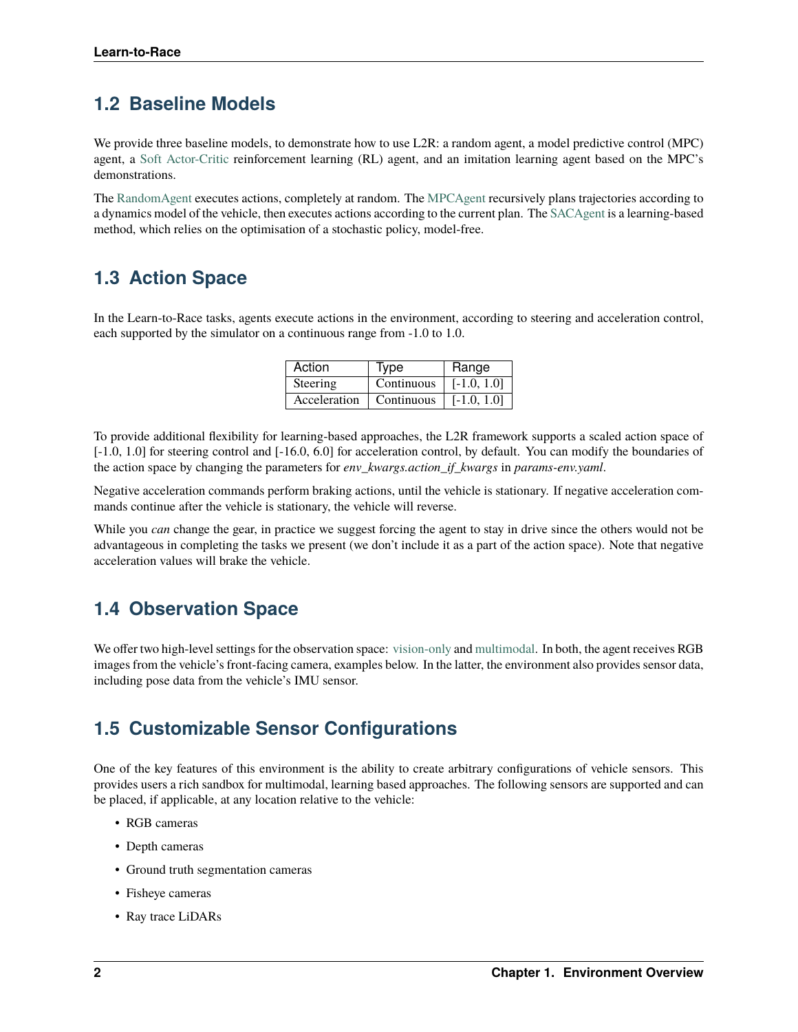## 1.2 Baseline Models

We provide three baseline models, to demonstrate how to use L2R: a random agent, a model predictive control (MPC) agent, a Soft Actor-Critic reinforcement learning (RL) agent, and an imitation learning agent based on the MPC's demonstrations.

The RandomAgent executes actions, completely at random. The MPCAgent recursively plans trajectories according to a dynamics model of the vehicle, then executes actions according to the current plan. The SACAgent is a learning-based method, which relies on the optimisation of a stochastic policy, model-free.

## 1.3 Action Space

In the Learn-to-Race tasks, agents execute actions in the environment, according to steering and acceleration control, each supported by the simulator on a continuous range from -1.0 to 1.0.

| Action | Type | Range |
|---|---|---|
| Steering | Continuous | [-1.0, 1.0] |
| Acceleration | Continuous | [-1.0, 1.0] |

To provide additional flexibility for learning-based approaches, the L2R framework supports a scaled action space of [-1.0, 1.0] for steering control and [-16.0, 6.0] for acceleration control, by default. You can modify the boundaries of the action space by changing the parameters for *env_kwargs.action_if_kwargs* in *params-env.yaml*.

Negative acceleration commands perform braking actions, until the vehicle is stationary. If negative acceleration commands continue after the vehicle is stationary, the vehicle will reverse.

While you *can* change the gear, in practice we suggest forcing the agent to stay in drive since the others would not be advantageous in completing the tasks we present (we don't include it as a part of the action space). Note that negative acceleration values will brake the vehicle.

## 1.4 Observation Space

We offer two high-level settings for the observation space: vision-only and multimodal. In both, the agent receives RGB images from the vehicle's front-facing camera, examples below. In the latter, the environment also provides sensor data, including pose data from the vehicle's IMU sensor.

## 1.5 Customizable Sensor Configurations

One of the key features of this environment is the ability to create arbitrary configurations of vehicle sensors. This provides users a rich sandbox for multimodal, learning based approaches. The following sensors are supported and can be placed, if applicable, at any location relative to the vehicle:

- RGB cameras
- Depth cameras
- Ground truth segmentation cameras
- Fisheye cameras
- Ray trace LiDARs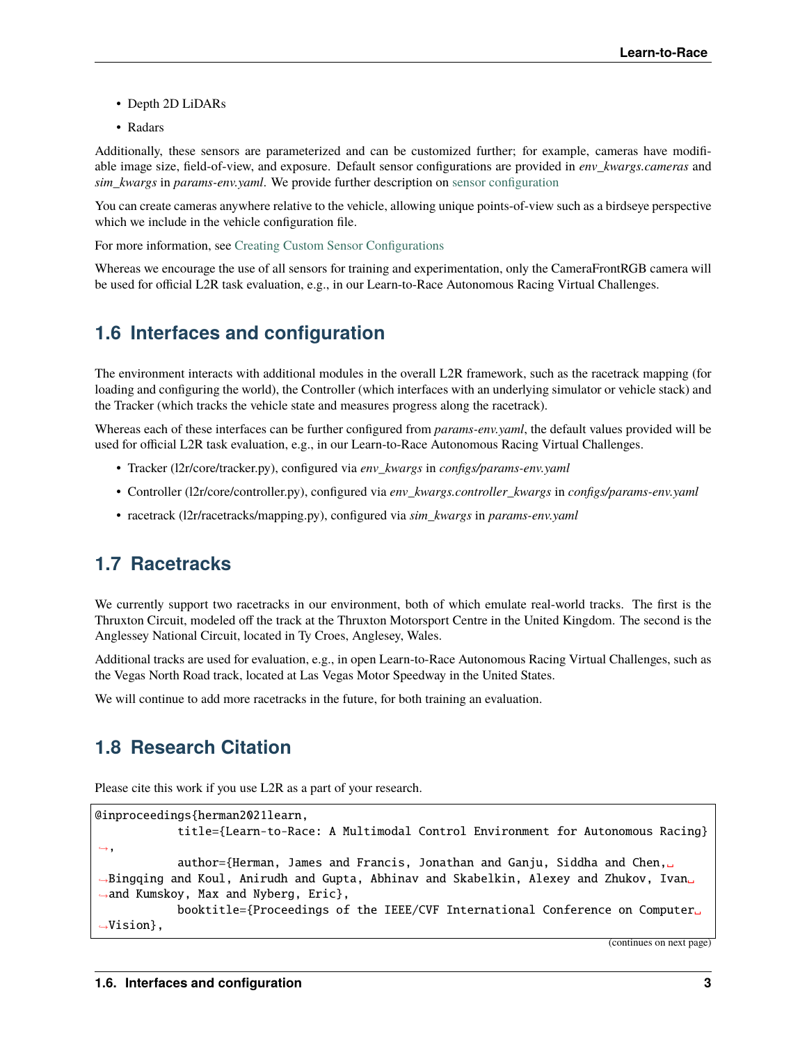- Depth 2D LiDARs
- Radars

Additionally, these sensors are parameterized and can be customized further; for example, cameras have modifiable image size, field-of-view, and exposure. Default sensor configurations are provided in *env_kwargs.cameras* and *sim_kwargs* in *params-env.yaml*. We provide further description on sensor configuration

You can create cameras anywhere relative to the vehicle, allowing unique points-of-view such as a birdseye perspective which we include in the vehicle configuration file.

For more information, see Creating Custom Sensor Configurations

Whereas we encourage the use of all sensors for training and experimentation, only the CameraFrontRGB camera will be used for official L2R task evaluation, e.g., in our Learn-to-Race Autonomous Racing Virtual Challenges.

## 1.6 Interfaces and configuration

The environment interacts with additional modules in the overall L2R framework, such as the racetrack mapping (for loading and configuring the world), the Controller (which interfaces with an underlying simulator or vehicle stack) and the Tracker (which tracks the vehicle state and measures progress along the racetrack).

Whereas each of these interfaces can be further configured from *params-env.yaml*, the default values provided will be used for official L2R task evaluation, e.g., in our Learn-to-Race Autonomous Racing Virtual Challenges.

- Tracker (l2r/core/tracker.py), configured via *env_kwargs* in *configs/params-env.yaml*
- Controller (l2r/core/controller.py), configured via *env_kwargs.controller_kwargs* in *configs/params-env.yaml*
- racetrack (l2r/racetracks/mapping.py), configured via *sim_kwargs* in *params-env.yaml*

## 1.7 Racetracks

We currently support two racetracks in our environment, both of which emulate real-world tracks. The first is the Thruxton Circuit, modeled off the track at the Thruxton Motorsport Centre in the United Kingdom. The second is the Anglessey National Circuit, located in Ty Croes, Anglesey, Wales.

Additional tracks are used for evaluation, e.g., in open Learn-to-Race Autonomous Racing Virtual Challenges, such as the Vegas North Road track, located at Las Vegas Motor Speedway in the United States.

We will continue to add more racetracks in the future, for both training an evaluation.

## 1.8 Research Citation

Please cite this work if you use L2R as a part of your research.

```
@inproceedings{herman2021learn,
            title={Learn-to-Race: A Multimodal Control Environment for Autonomous Racing},
            author={Herman, James and Francis, Jonathan and Ganju, Siddha and Chen, Bingqing and Koul, Anirudh and Gupta, Abhinav and Skabelkin, Alexey and Zhukov, Ivan and Kumskoy, Max and Nyberg, Eric},
            booktitle={Proceedings of the IEEE/CVF International Conference on Computer Vision},
```

(continues on next page)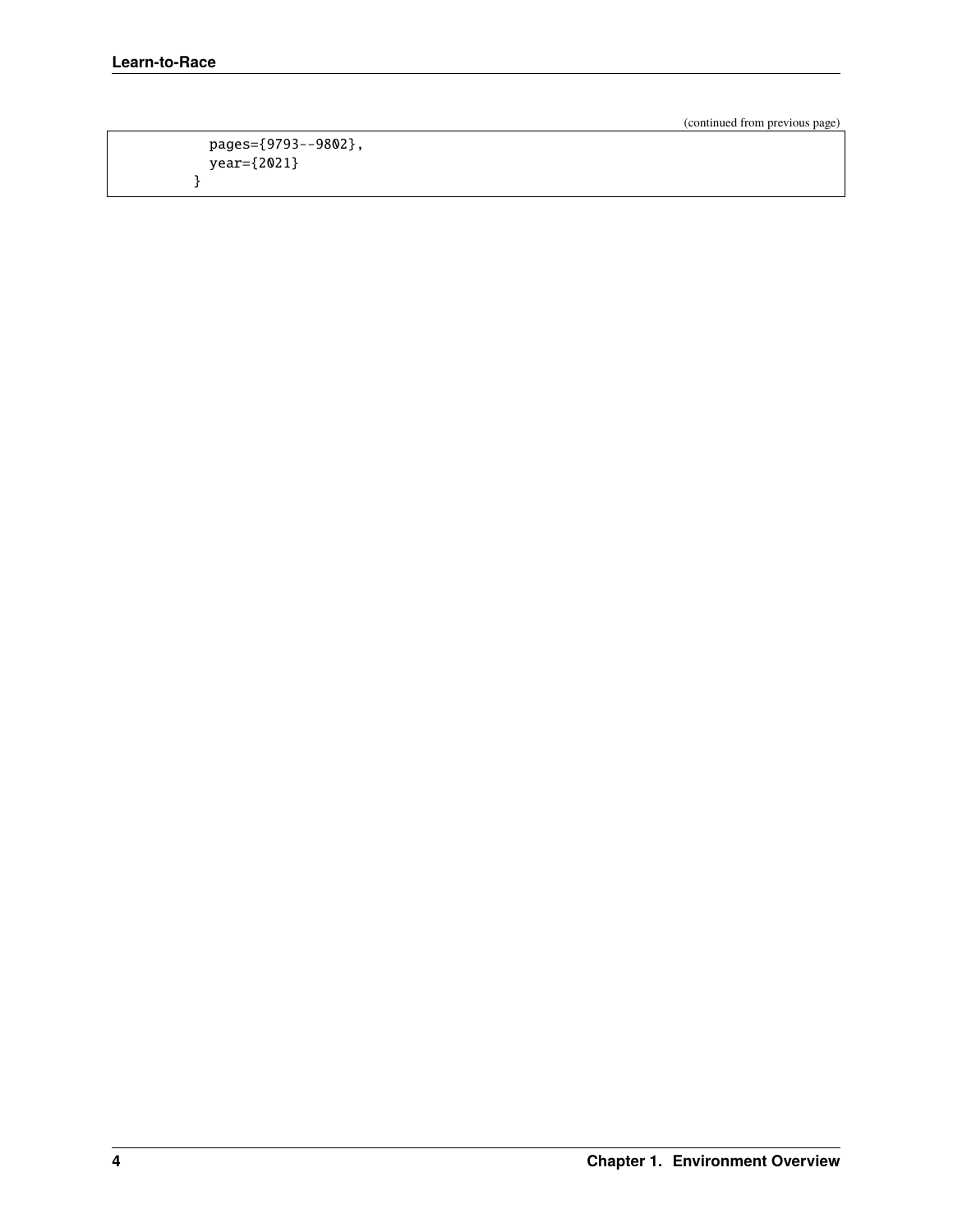(continued from previous page)

```
  pages={9793--9802},
  year={2021}
}
```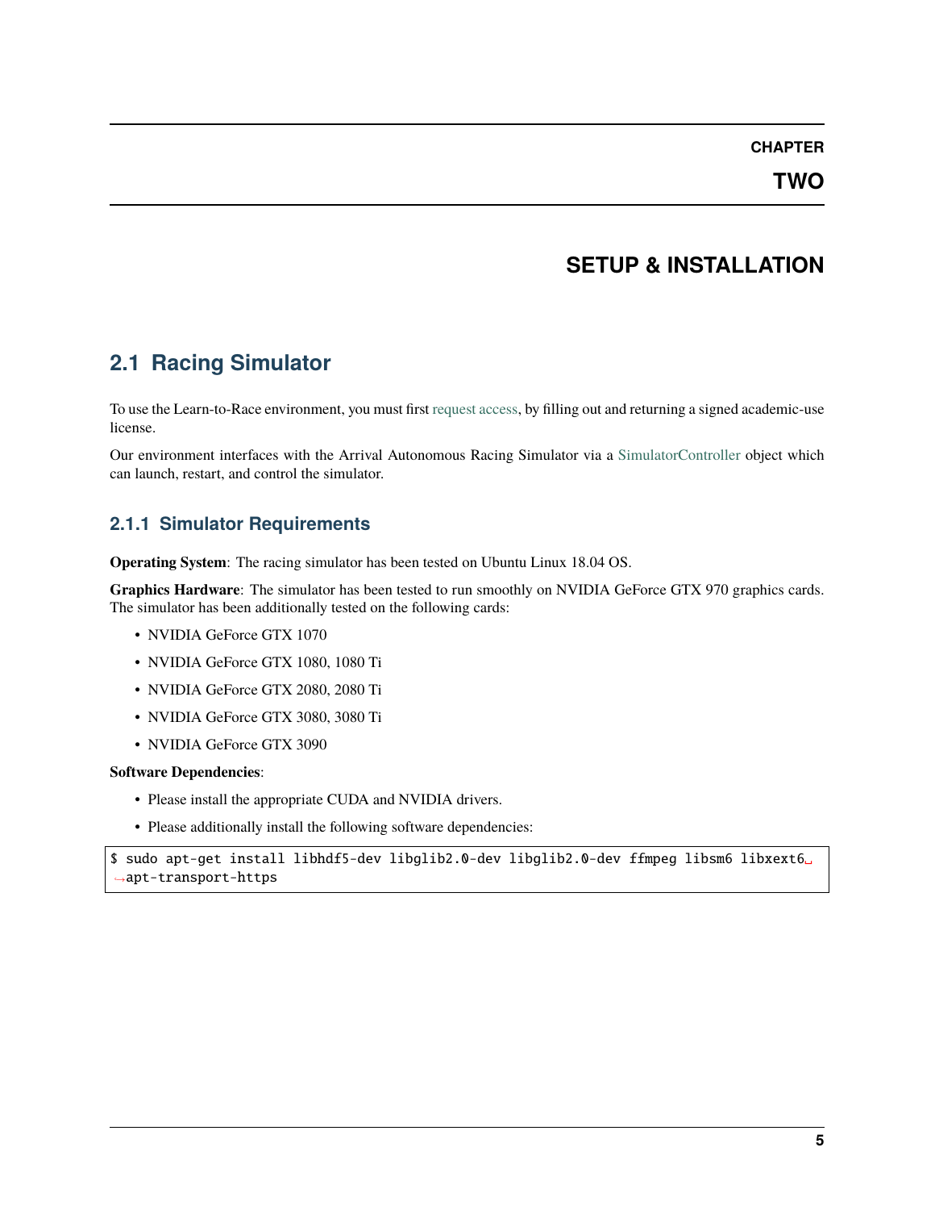# CHAPTER TWO

# SETUP & INSTALLATION

## 2.1 Racing Simulator

To use the Learn-to-Race environment, you must first request access, by filling out and returning a signed academic-use license.

Our environment interfaces with the Arrival Autonomous Racing Simulator via a SimulatorController object which can launch, restart, and control the simulator.

### 2.1.1 Simulator Requirements

**Operating System**: The racing simulator has been tested on Ubuntu Linux 18.04 OS.

**Graphics Hardware**: The simulator has been tested to run smoothly on NVIDIA GeForce GTX 970 graphics cards. The simulator has been additionally tested on the following cards:

- NVIDIA GeForce GTX 1070
- NVIDIA GeForce GTX 1080, 1080 Ti
- NVIDIA GeForce GTX 2080, 2080 Ti
- NVIDIA GeForce GTX 3080, 3080 Ti
- NVIDIA GeForce GTX 3090

**Software Dependencies**:

- Please install the appropriate CUDA and NVIDIA drivers.
- Please additionally install the following software dependencies:

```
$ sudo apt-get install libhdf5-dev libglib2.0-dev libglib2.0-dev ffmpeg libsm6 libxext6 apt-transport-https
```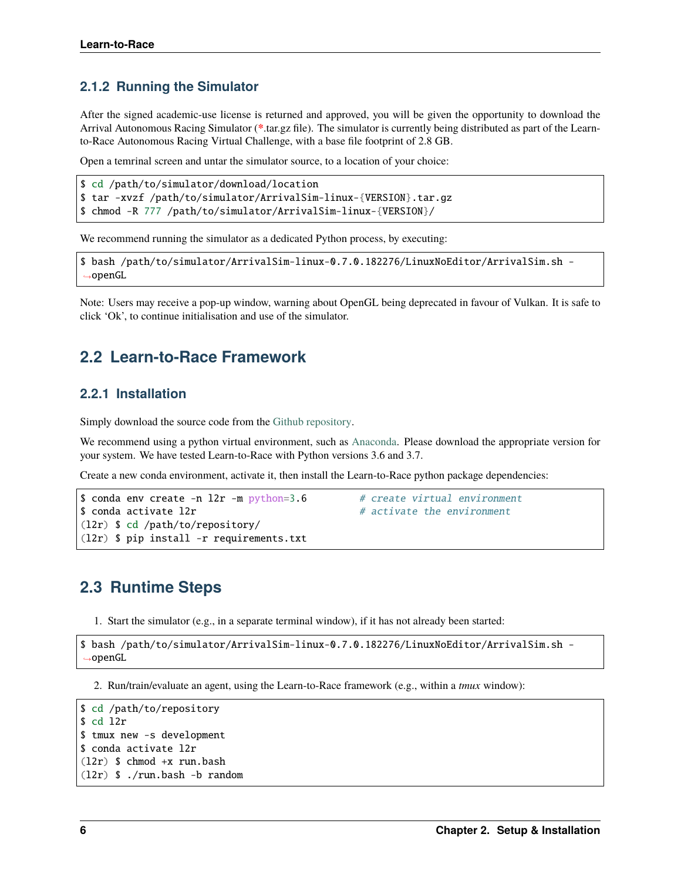### 2.1.2 Running the Simulator

After the signed academic-use license is returned and approved, you will be given the opportunity to download the Arrival Autonomous Racing Simulator (*.tar.gz file). The simulator is currently being distributed as part of the Learn-to-Race Autonomous Racing Virtual Challenge, with a base file footprint of 2.8 GB.

Open a temrinal screen and untar the simulator source, to a location of your choice:

```
$ cd /path/to/simulator/download/location
$ tar -xvzf /path/to/simulator/ArrivalSim-linux-{VERSION}.tar.gz
$ chmod -R 777 /path/to/simulator/ArrivalSim-linux-{VERSION}/
```

We recommend running the simulator as a dedicated Python process, by executing:

```
$ bash /path/to/simulator/ArrivalSim-linux-0.7.0.182276/LinuxNoEditor/ArrivalSim.sh -openGL
```

Note: Users may receive a pop-up window, warning about OpenGL being deprecated in favour of Vulkan. It is safe to click 'Ok', to continue initialisation and use of the simulator.

## 2.2 Learn-to-Race Framework

### 2.2.1 Installation

Simply download the source code from the Github repository.

We recommend using a python virtual environment, such as Anaconda. Please download the appropriate version for your system. We have tested Learn-to-Race with Python versions 3.6 and 3.7.

Create a new conda environment, activate it, then install the Learn-to-Race python package dependencies:

```
$ conda env create -n l2r -m python=3.6        # create virtual environment
$ conda activate l2r                           # activate the environment
(l2r) $ cd /path/to/repository/
(l2r) $ pip install -r requirements.txt
```

## 2.3 Runtime Steps

1. Start the simulator (e.g., in a separate terminal window), if it has not already been started:

```
$ bash /path/to/simulator/ArrivalSim-linux-0.7.0.182276/LinuxNoEditor/ArrivalSim.sh -openGL
```

2. Run/train/evaluate an agent, using the Learn-to-Race framework (e.g., within a *tmux* window):

```
$ cd /path/to/repository
$ cd l2r
$ tmux new -s development
$ conda activate l2r
(l2r) $ chmod +x run.bash
(l2r) $ ./run.bash -b random
```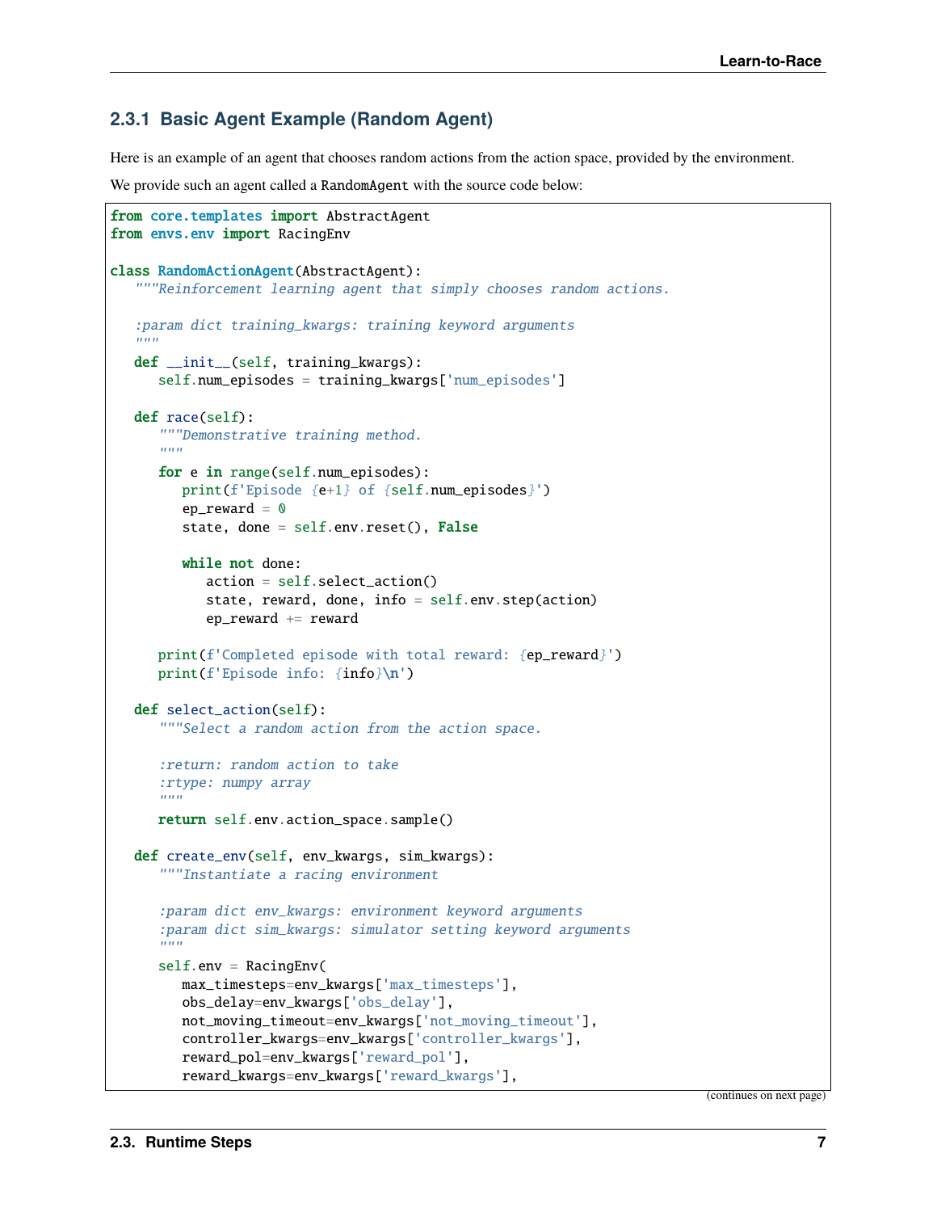### 2.3.1 Basic Agent Example (Random Agent)

Here is an example of an agent that chooses random actions from the action space, provided by the environment.

We provide such an agent called a `RandomAgent` with the source code below:

```
from core.templates import AbstractAgent
from envs.env import RacingEnv

class RandomActionAgent(AbstractAgent):
   """Reinforcement learning agent that simply chooses random actions.

   :param dict training_kwargs: training keyword arguments
   """
   def __init__(self, training_kwargs):
      self.num_episodes = training_kwargs['num_episodes']

   def race(self):
      """Demonstrative training method.
      """
      for e in range(self.num_episodes):
         print(f'Episode {e+1} of {self.num_episodes}')
         ep_reward = 0
         state, done = self.env.reset(), False

         while not done:
            action = self.select_action()
            state, reward, done, info = self.env.step(action)
            ep_reward += reward

      print(f'Completed episode with total reward: {ep_reward}')
      print(f'Episode info: {info}\n')

   def select_action(self):
      """Select a random action from the action space.

      :return: random action to take
      :rtype: numpy array
      """
      return self.env.action_space.sample()

   def create_env(self, env_kwargs, sim_kwargs):
      """Instantiate a racing environment

      :param dict env_kwargs: environment keyword arguments
      :param dict sim_kwargs: simulator setting keyword arguments
      """
      self.env = RacingEnv(
         max_timesteps=env_kwargs['max_timesteps'],
         obs_delay=env_kwargs['obs_delay'],
         not_moving_timeout=env_kwargs['not_moving_timeout'],
         controller_kwargs=env_kwargs['controller_kwargs'],
         reward_pol=env_kwargs['reward_pol'],
         reward_kwargs=env_kwargs['reward_kwargs'],
```

(continues on next page)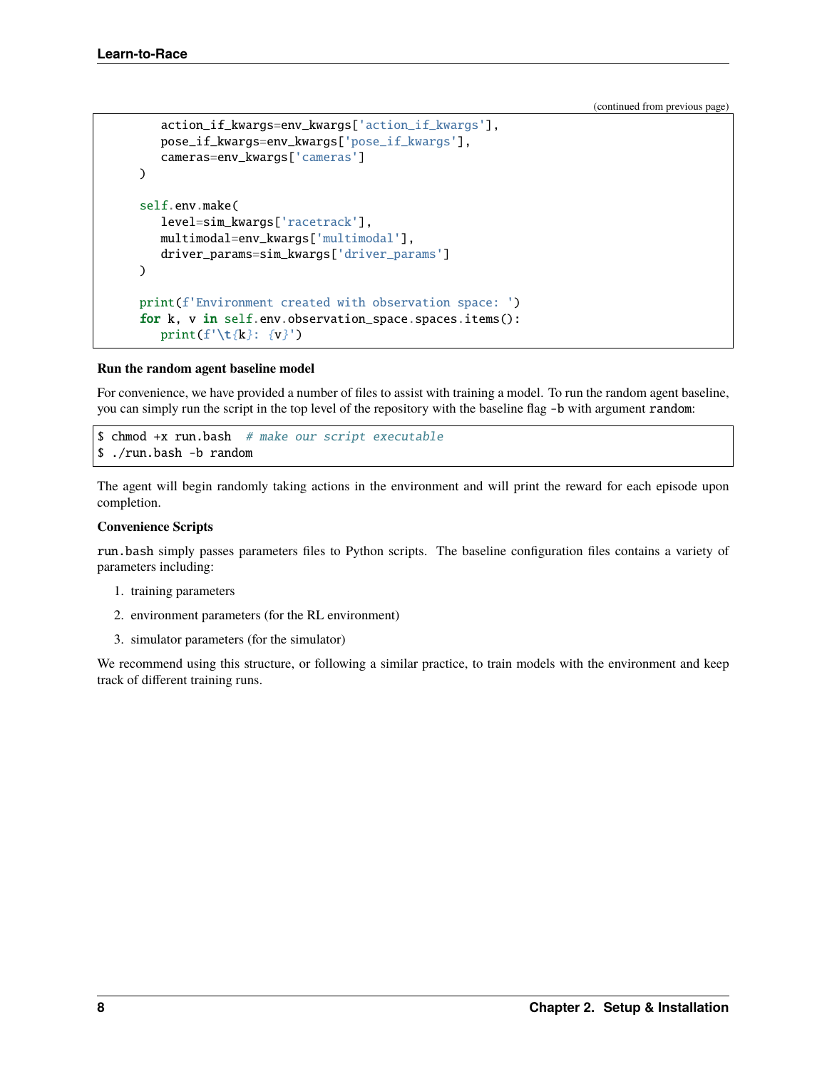(continued from previous page)

```python
        action_if_kwargs=env_kwargs['action_if_kwargs'],
        pose_if_kwargs=env_kwargs['pose_if_kwargs'],
        cameras=env_kwargs['cameras']
    )

    self.env.make(
        level=sim_kwargs['racetrack'],
        multimodal=env_kwargs['multimodal'],
        driver_params=sim_kwargs['driver_params']
    )

    print(f'Environment created with observation space: ')
    for k, v in self.env.observation_space.spaces.items():
        print(f'\t{k}: {v}')
```

**Run the random agent baseline model**

For convenience, we have provided a number of files to assist with training a model. To run the random agent baseline, you can simply run the script in the top level of the repository with the baseline flag `-b` with argument `random`:

```
$ chmod +x run.bash  # make our script executable
$ ./run.bash -b random
```

The agent will begin randomly taking actions in the environment and will print the reward for each episode upon completion.

**Convenience Scripts**

`run.bash` simply passes parameters files to Python scripts. The baseline configuration files contains a variety of parameters including:

1. training parameters
2. environment parameters (for the RL environment)
3. simulator parameters (for the simulator)

We recommend using this structure, or following a similar practice, to train models with the environment and keep track of different training runs.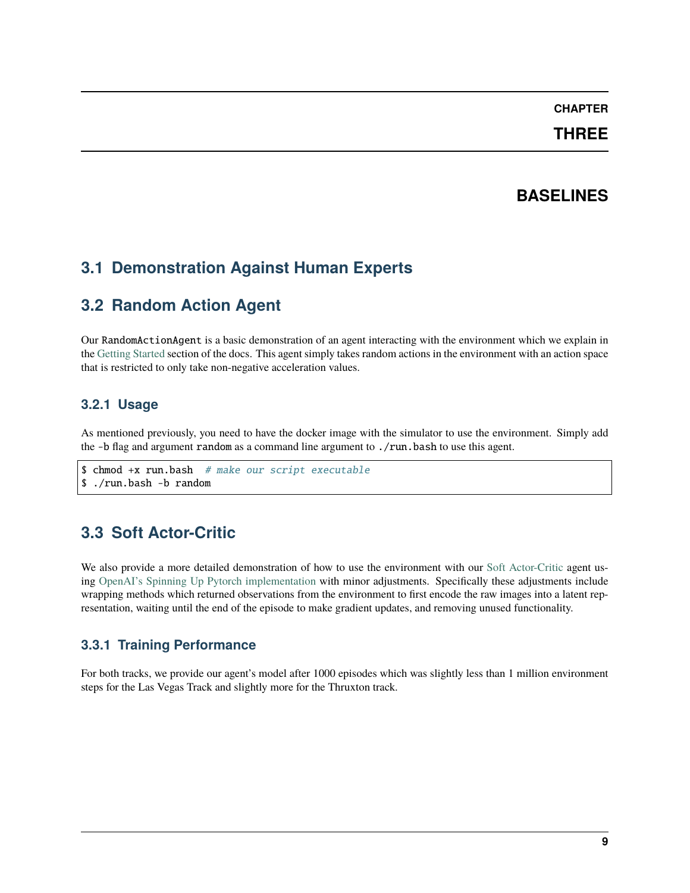# CHAPTER THREE

# BASELINES

## 3.1 Demonstration Against Human Experts

## 3.2 Random Action Agent

Our RandomActionAgent is a basic demonstration of an agent interacting with the environment which we explain in the Getting Started section of the docs. This agent simply takes random actions in the environment with an action space that is restricted to only take non-negative acceleration values.

### 3.2.1 Usage

As mentioned previously, you need to have the docker image with the simulator to use the environment. Simply add the -b flag and argument random as a command line argument to ./run.bash to use this agent.

```
$ chmod +x run.bash  # make our script executable
$ ./run.bash -b random
```

## 3.3 Soft Actor-Critic

We also provide a more detailed demonstration of how to use the environment with our Soft Actor-Critic agent using OpenAI's Spinning Up Pytorch implementation with minor adjustments. Specifically these adjustments include wrapping methods which returned observations from the environment to first encode the raw images into a latent representation, waiting until the end of the episode to make gradient updates, and removing unused functionality.

### 3.3.1 Training Performance

For both tracks, we provide our agent's model after 1000 episodes which was slightly less than 1 million environment steps for the Las Vegas Track and slightly more for the Thruxton track.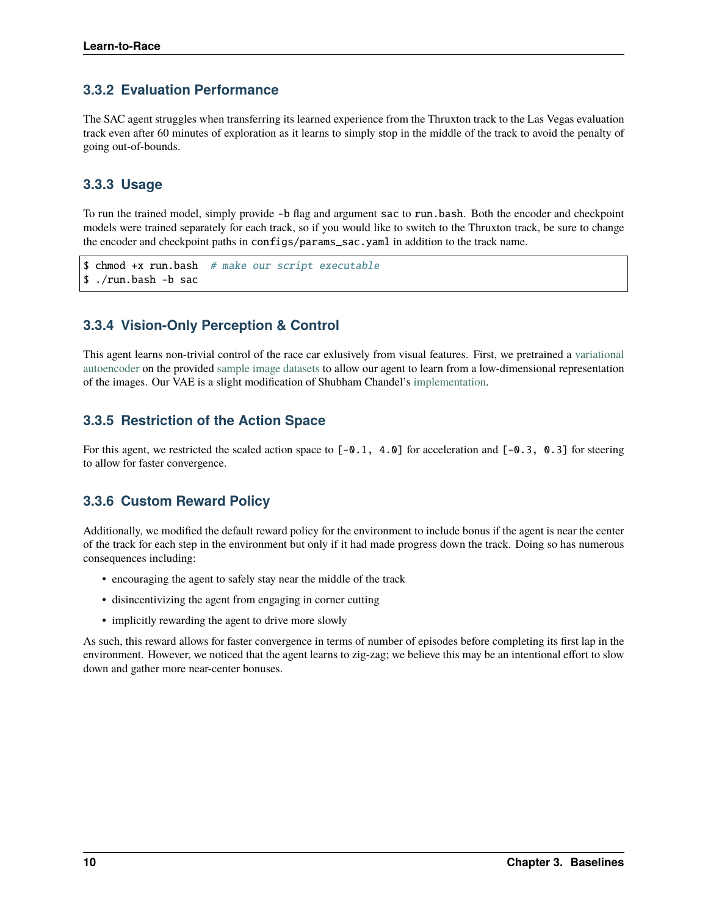### 3.3.2 Evaluation Performance

The SAC agent struggles when transferring its learned experience from the Thruxton track to the Las Vegas evaluation track even after 60 minutes of exploration as it learns to simply stop in the middle of the track to avoid the penalty of going out-of-bounds.

### 3.3.3 Usage

To run the trained model, simply provide `-b` flag and argument `sac` to `run.bash`. Both the encoder and checkpoint models were trained separately for each track, so if you would like to switch to the Thruxton track, be sure to change the encoder and checkpoint paths in `configs/params_sac.yaml` in addition to the track name.

```
$ chmod +x run.bash  # make our script executable
$ ./run.bash -b sac
```

### 3.3.4 Vision-Only Perception & Control

This agent learns non-trivial control of the race car exlusively from visual features. First, we pretrained a variational autoencoder on the provided sample image datasets to allow our agent to learn from a low-dimensional representation of the images. Our VAE is a slight modification of Shubham Chandel's implementation.

### 3.3.5 Restriction of the Action Space

For this agent, we restricted the scaled action space to `[-0.1, 4.0]` for acceleration and `[-0.3, 0.3]` for steering to allow for faster convergence.

### 3.3.6 Custom Reward Policy

Additionally, we modified the default reward policy for the environment to include bonus if the agent is near the center of the track for each step in the environment but only if it had made progress down the track. Doing so has numerous consequences including:

- encouraging the agent to safely stay near the middle of the track
- disincentivizing the agent from engaging in corner cutting
- implicitly rewarding the agent to drive more slowly

As such, this reward allows for faster convergence in terms of number of episodes before completing its first lap in the environment. However, we noticed that the agent learns to zig-zag; we believe this may be an intentional effort to slow down and gather more near-center bonuses.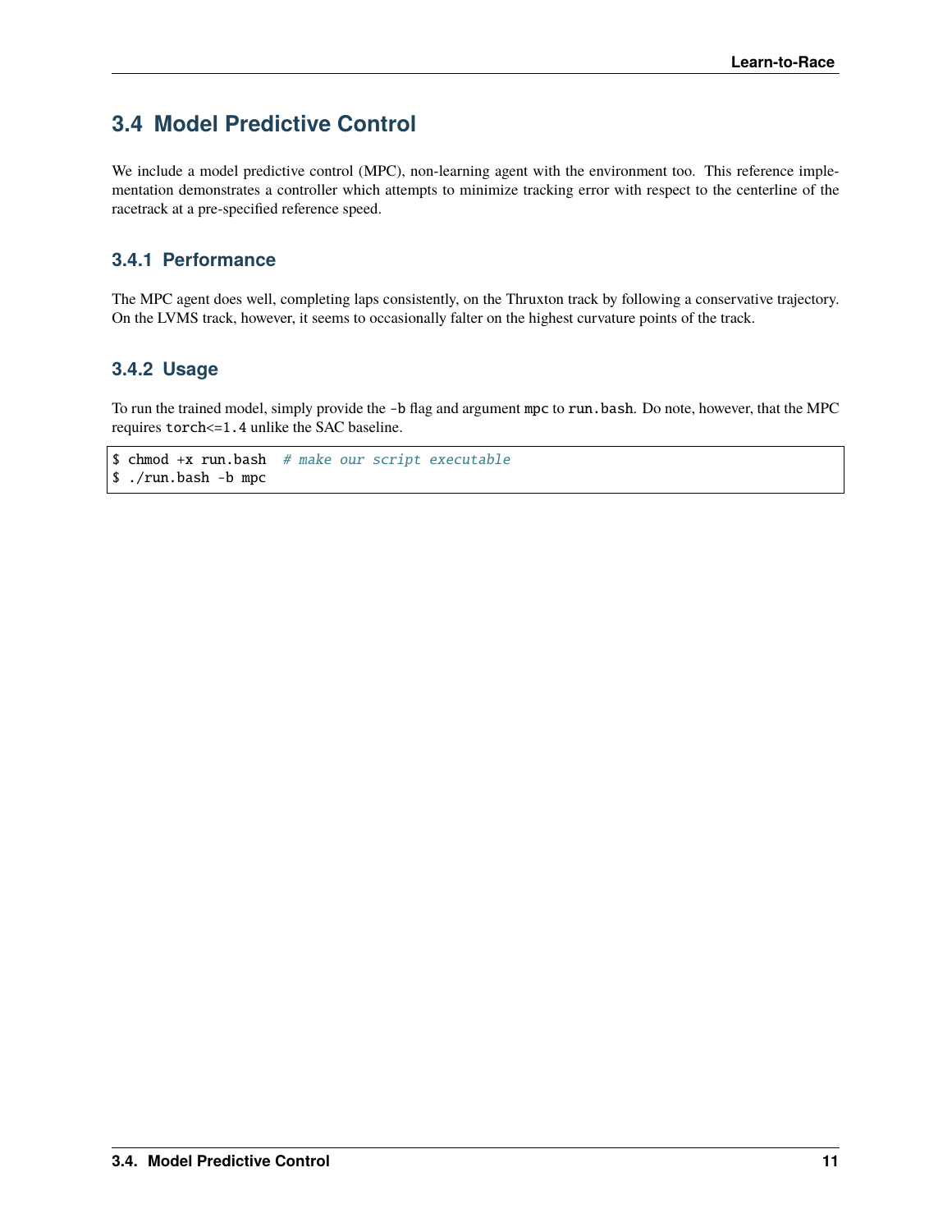## 3.4 Model Predictive Control

We include a model predictive control (MPC), non-learning agent with the environment too. This reference implementation demonstrates a controller which attempts to minimize tracking error with respect to the centerline of the racetrack at a pre-specified reference speed.

### 3.4.1 Performance

The MPC agent does well, completing laps consistently, on the Thruxton track by following a conservative trajectory. On the LVMS track, however, it seems to occasionally falter on the highest curvature points of the track.

### 3.4.2 Usage

To run the trained model, simply provide the `-b` flag and argument `mpc` to `run.bash`. Do note, however, that the MPC requires `torch<=1.4` unlike the SAC baseline.

```
$ chmod +x run.bash  # make our script executable
$ ./run.bash -b mpc
```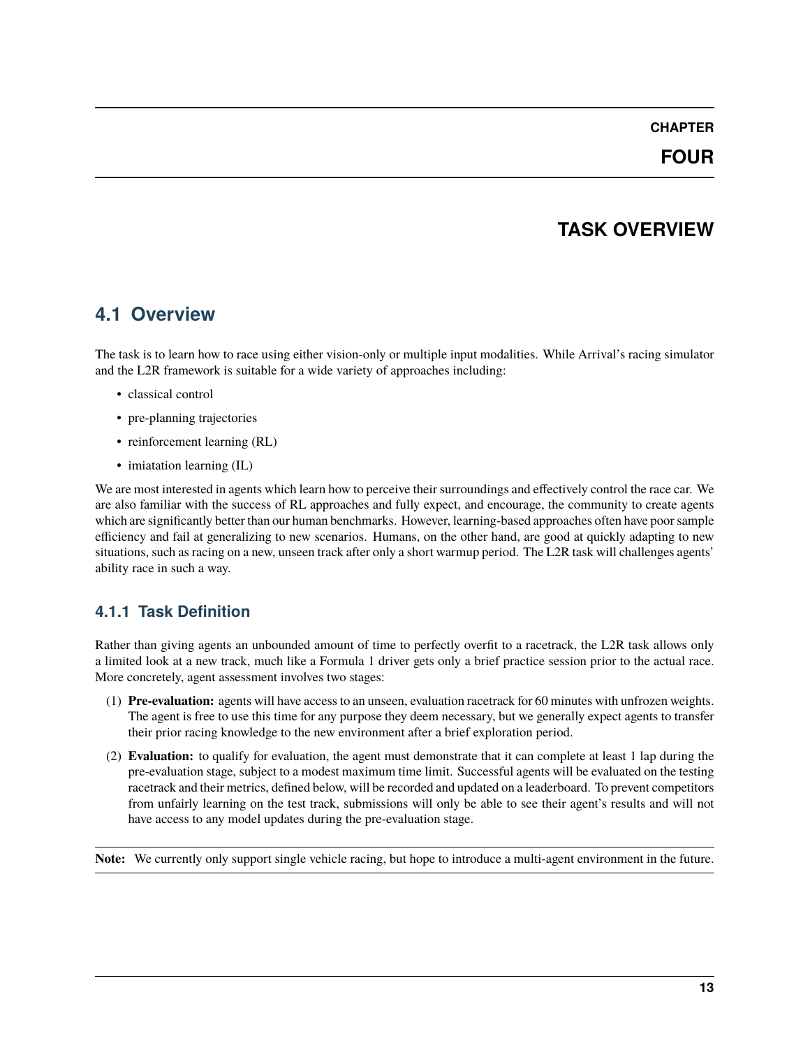# CHAPTER FOUR

# TASK OVERVIEW

## 4.1 Overview

The task is to learn how to race using either vision-only or multiple input modalities. While Arrival's racing simulator and the L2R framework is suitable for a wide variety of approaches including:

- classical control
- pre-planning trajectories
- reinforcement learning (RL)
- imiatation learning (IL)

We are most interested in agents which learn how to perceive their surroundings and effectively control the race car. We are also familiar with the success of RL approaches and fully expect, and encourage, the community to create agents which are significantly better than our human benchmarks. However, learning-based approaches often have poor sample efficiency and fail at generalizing to new scenarios. Humans, on the other hand, are good at quickly adapting to new situations, such as racing on a new, unseen track after only a short warmup period. The L2R task will challenges agents' ability race in such a way.

### 4.1.1 Task Definition

Rather than giving agents an unbounded amount of time to perfectly overfit to a racetrack, the L2R task allows only a limited look at a new track, much like a Formula 1 driver gets only a brief practice session prior to the actual race. More concretely, agent assessment involves two stages:

(1) **Pre-evaluation:** agents will have access to an unseen, evaluation racetrack for 60 minutes with unfrozen weights. The agent is free to use this time for any purpose they deem necessary, but we generally expect agents to transfer their prior racing knowledge to the new environment after a brief exploration period.

(2) **Evaluation:** to qualify for evaluation, the agent must demonstrate that it can complete at least 1 lap during the pre-evaluation stage, subject to a modest maximum time limit. Successful agents will be evaluated on the testing racetrack and their metrics, defined below, will be recorded and updated on a leaderboard. To prevent competitors from unfairly learning on the test track, submissions will only be able to see their agent's results and will not have access to any model updates during the pre-evaluation stage.

**Note:** We currently only support single vehicle racing, but hope to introduce a multi-agent environment in the future.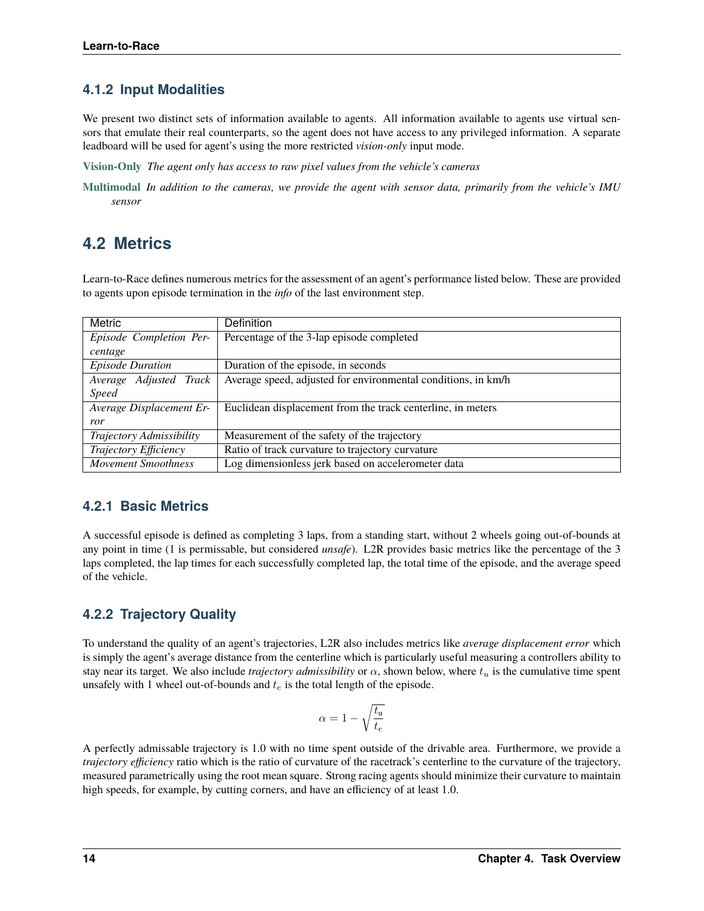### 4.1.2 Input Modalities

We present two distinct sets of information available to agents. All information available to agents use virtual sensors that emulate their real counterparts, so the agent does not have access to any privileged information. A separate leadboard will be used for agent's using the more restricted *vision-only* input mode.

**Vision-Only** *The agent only has access to raw pixel values from the vehicle's cameras*

**Multimodal** *In addition to the cameras, we provide the agent with sensor data, primarily from the vehicle's IMU sensor*

## 4.2 Metrics

Learn-to-Race defines numerous metrics for the assessment of an agent's performance listed below. These are provided to agents upon episode termination in the *info* of the last environment step.

| Metric | Definition |
|---|---|
| *Episode Completion Percentage* | Percentage of the 3-lap episode completed |
| *Episode Duration* | Duration of the episode, in seconds |
| *Average Adjusted Track Speed* | Average speed, adjusted for environmental conditions, in km/h |
| *Average Displacement Error* | Euclidean displacement from the track centerline, in meters |
| *Trajectory Admissibility* | Measurement of the safety of the trajectory |
| *Trajectory Efficiency* | Ratio of track curvature to trajectory curvature |
| *Movement Smoothness* | Log dimensionless jerk based on accelerometer data |

### 4.2.1 Basic Metrics

A successful episode is defined as completing 3 laps, from a standing start, without 2 wheels going out-of-bounds at any point in time (1 is permissable, but considered *unsafe*). L2R provides basic metrics like the percentage of the 3 laps completed, the lap times for each successfully completed lap, the total time of the episode, and the average speed of the vehicle.

### 4.2.2 Trajectory Quality

To understand the quality of an agent's trajectories, L2R also includes metrics like *average displacement error* which is simply the agent's average distance from the centerline which is particularly useful measuring a controllers ability to stay near its target. We also include *trajectory admissibility* or $\alpha$, shown below, where $t_u$ is the cumulative time spent unsafely with 1 wheel out-of-bounds and $t_e$ is the total length of the episode.

$$\alpha = 1 - \sqrt{\frac{t_u}{t_e}}$$

A perfectly admissable trajectory is 1.0 with no time spent outside of the drivable area. Furthermore, we provide a *trajectory efficiency* ratio which is the ratio of curvature of the racetrack's centerline to the curvature of the trajectory, measured parametrically using the root mean square. Strong racing agents should minimize their curvature to maintain high speeds, for example, by cutting corners, and have an efficiency of at least 1.0.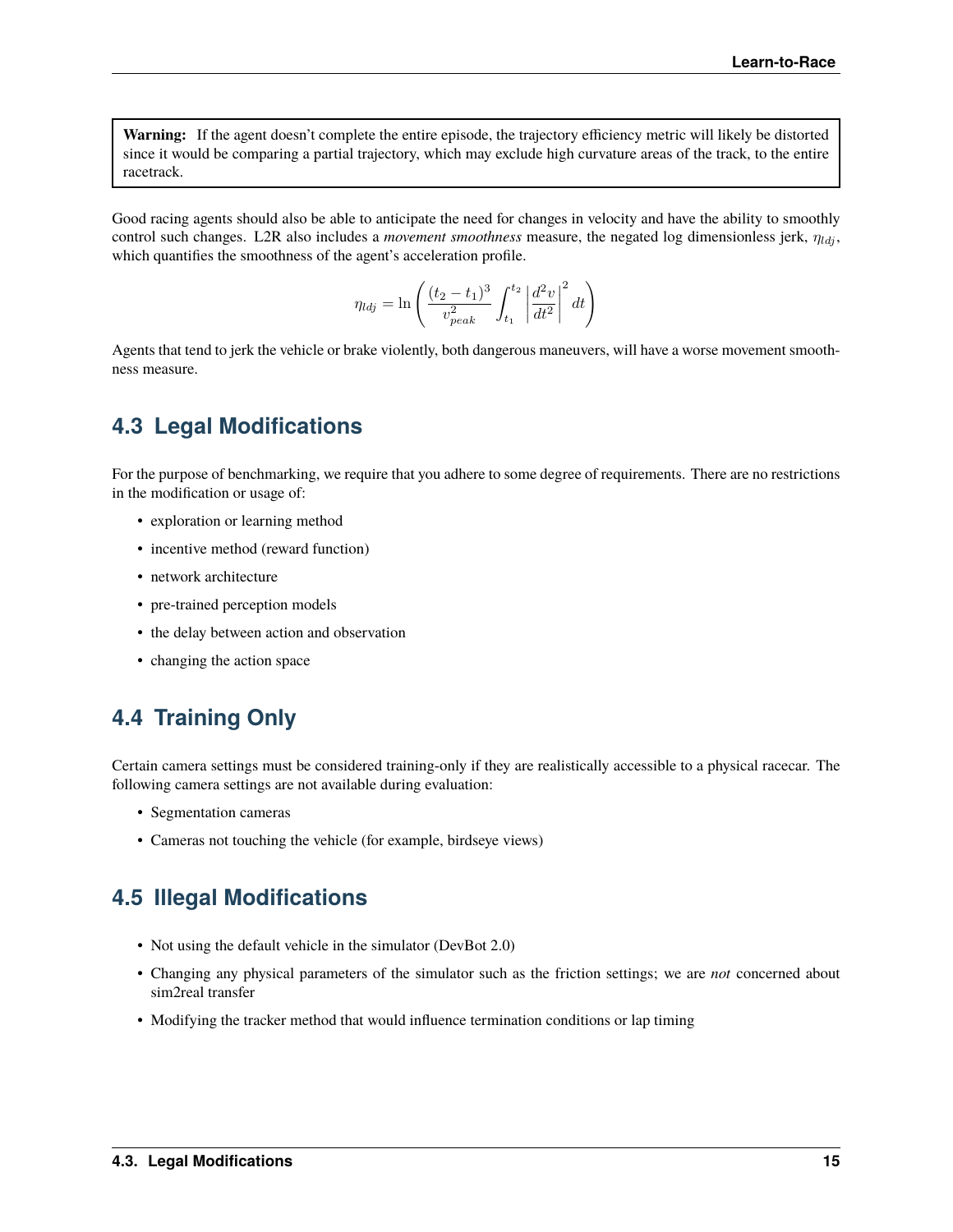**Warning:** If the agent doesn't complete the entire episode, the trajectory efficiency metric will likely be distorted since it would be comparing a partial trajectory, which may exclude high curvature areas of the track, to the entire racetrack.

Good racing agents should also be able to anticipate the need for changes in velocity and have the ability to smoothly control such changes. L2R also includes a *movement smoothness* measure, the negated log dimensionless jerk, $\eta_{ldj}$, which quantifies the smoothness of the agent's acceleration profile.

$$\eta_{ldj} = \ln\left(\frac{(t_2 - t_1)^3}{v_{peak}^2} \int_{t_1}^{t_2} \left|\frac{d^2 v}{dt^2}\right|^2 dt\right)$$

Agents that tend to jerk the vehicle or brake violently, both dangerous maneuvers, will have a worse movement smoothness measure.

## 4.3 Legal Modifications

For the purpose of benchmarking, we require that you adhere to some degree of requirements. There are no restrictions in the modification or usage of:

- exploration or learning method
- incentive method (reward function)
- network architecture
- pre-trained perception models
- the delay between action and observation
- changing the action space

## 4.4 Training Only

Certain camera settings must be considered training-only if they are realistically accessible to a physical racecar. The following camera settings are not available during evaluation:

- Segmentation cameras
- Cameras not touching the vehicle (for example, birdseye views)

## 4.5 Illegal Modifications

- Not using the default vehicle in the simulator (DevBot 2.0)
- Changing any physical parameters of the simulator such as the friction settings; we are *not* concerned about sim2real transfer
- Modifying the tracker method that would influence termination conditions or lap timing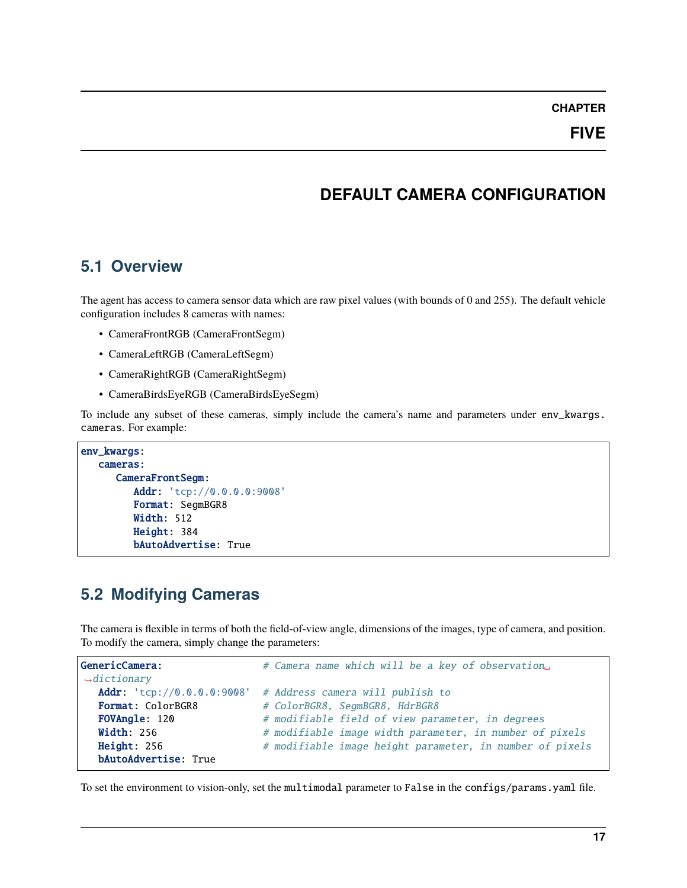# CHAPTER FIVE

# DEFAULT CAMERA CONFIGURATION

## 5.1 Overview

The agent has access to camera sensor data which are raw pixel values (with bounds of 0 and 255). The default vehicle configuration includes 8 cameras with names:

- CameraFrontRGB (CameraFrontSegm)
- CameraLeftRGB (CameraLeftSegm)
- CameraRightRGB (CameraRightSegm)
- CameraBirdsEyeRGB (CameraBirdsEyeSegm)

To include any subset of these cameras, simply include the camera's name and parameters under `env_kwargs.cameras`. For example:

```
env_kwargs:
  cameras:
    CameraFrontSegm:
      Addr: 'tcp://0.0.0.0:9008'
      Format: SegmBGR8
      Width: 512
      Height: 384
      bAutoAdvertise: True
```

## 5.2 Modifying Cameras

The camera is flexible in terms of both the field-of-view angle, dimensions of the images, type of camera, and position. To modify the camera, simply change the parameters:

```
GenericCamera:                # Camera name which will be a key of observation dictionary
  Addr: 'tcp://0.0.0.0:9008'  # Address camera will publish to
  Format: ColorBGR8           # ColorBGR8, SegmBGR8, HdrBGR8
  FOVAngle: 120               # modifiable field of view parameter, in degrees
  Width: 256                  # modifiable image width parameter, in number of pixels
  Height: 256                 # modifiable image height parameter, in number of pixels
  bAutoAdvertise: True
```

To set the environment to vision-only, set the `multimodal` parameter to `False` in the `configs/params.yaml` file.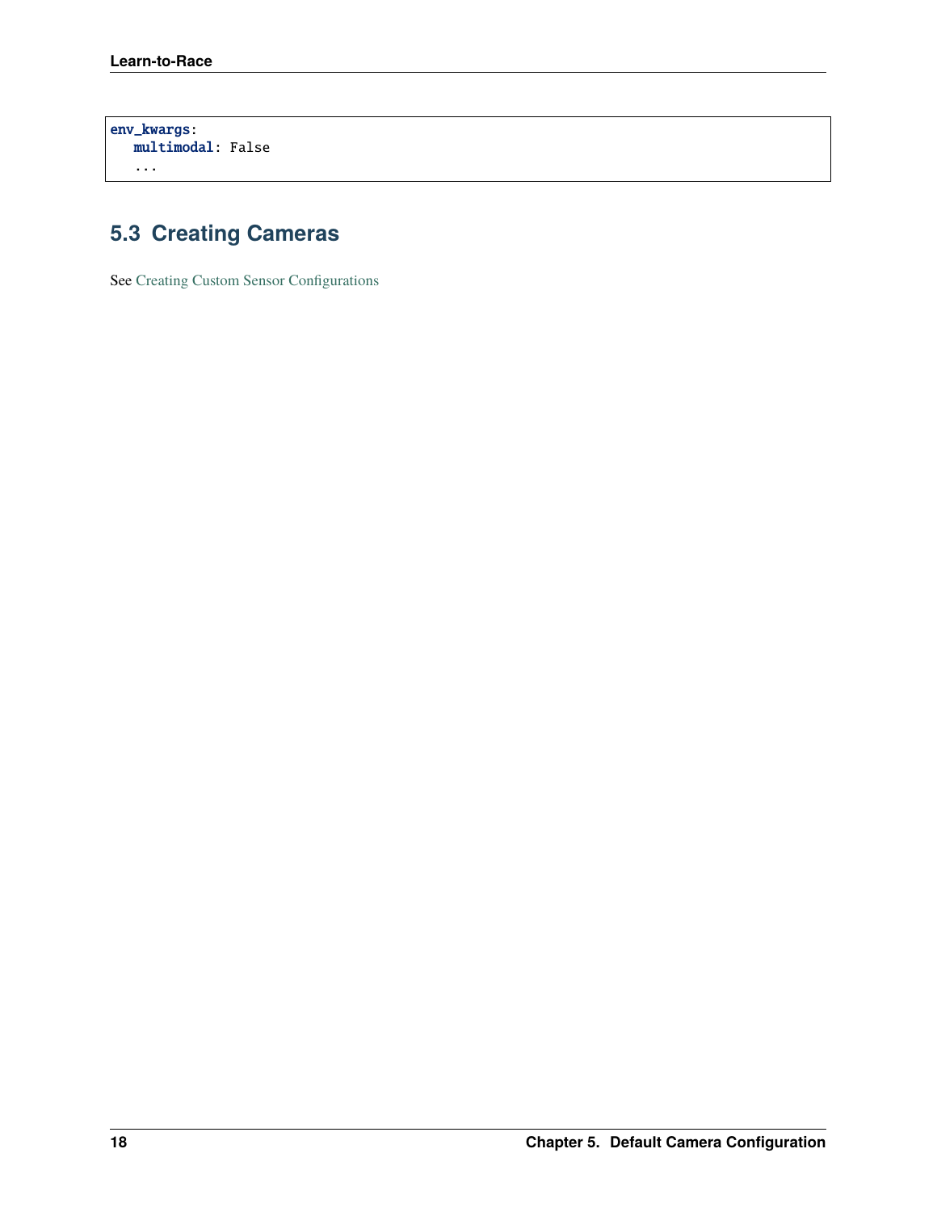```yaml
env_kwargs:
  multimodal: False
  ...
```

## 5.3 Creating Cameras

See Creating Custom Sensor Configurations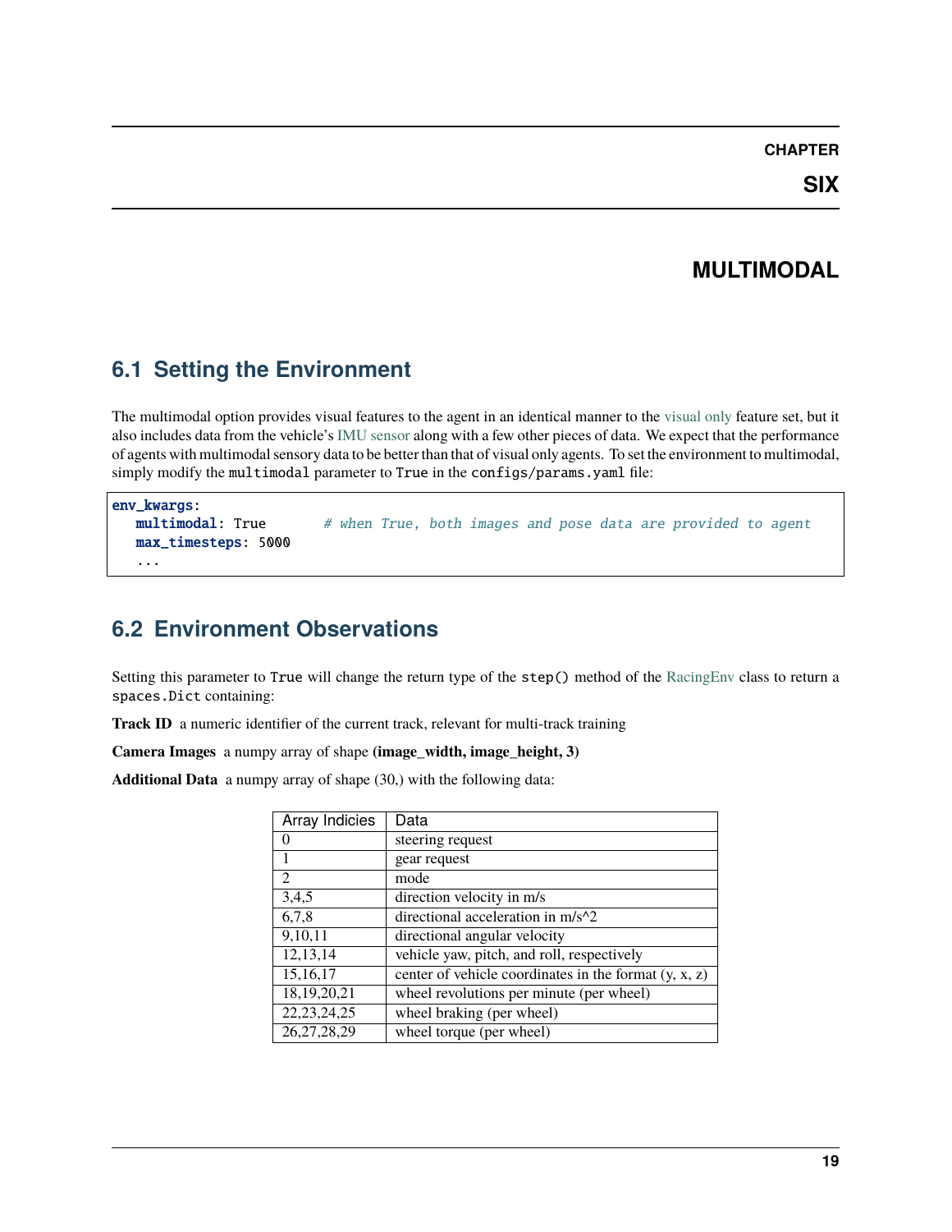# CHAPTER SIX

# MULTIMODAL

## 6.1 Setting the Environment

The multimodal option provides visual features to the agent in an identical manner to the visual only feature set, but it also includes data from the vehicle's IMU sensor along with a few other pieces of data. We expect that the performance of agents with multimodal sensory data to be better than that of visual only agents. To set the environment to multimodal, simply modify the `multimodal` parameter to `True` in the `configs/params.yaml` file:

```
env_kwargs:
   multimodal: True       # when True, both images and pose data are provided to agent
   max_timesteps: 5000
   ...
```

## 6.2 Environment Observations

Setting this parameter to `True` will change the return type of the `step()` method of the RacingEnv class to return a `spaces.Dict` containing:

**Track ID** a numeric identifier of the current track, relevant for multi-track training

**Camera Images** a numpy array of shape **(image_width, image_height, 3)**

**Additional Data** a numpy array of shape (30,) with the following data:

| Array Indicies | Data |
|---|---|
| 0 | steering request |
| 1 | gear request |
| 2 | mode |
| 3,4,5 | direction velocity in m/s |
| 6,7,8 | directional acceleration in m/s^2 |
| 9,10,11 | directional angular velocity |
| 12,13,14 | vehicle yaw, pitch, and roll, respectively |
| 15,16,17 | center of vehicle coordinates in the format (y, x, z) |
| 18,19,20,21 | wheel revolutions per minute (per wheel) |
| 22,23,24,25 | wheel braking (per wheel) |
| 26,27,28,29 | wheel torque (per wheel) |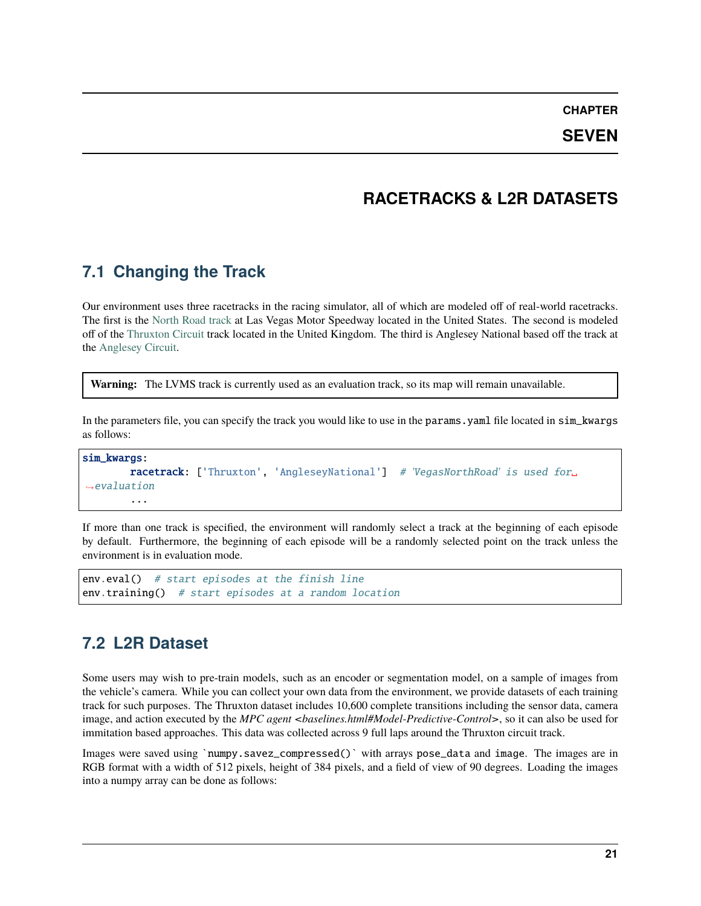# CHAPTER SEVEN

# RACETRACKS & L2R DATASETS

## 7.1 Changing the Track

Our environment uses three racetracks in the racing simulator, all of which are modeled off of real-world racetracks. The first is the North Road track at Las Vegas Motor Speedway located in the United States. The second is modeled off of the Thruxton Circuit track located in the United Kingdom. The third is Anglesey National based off the track at the Anglesey Circuit.

> **Warning:** The LVMS track is currently used as an evaluation track, so its map will remain unavailable.

In the parameters file, you can specify the track you would like to use in the `params.yaml` file located in `sim_kwargs` as follows:

```
sim_kwargs:
        racetrack: ['Thruxton', 'AngleseyNational']  # 'VegasNorthRoad' is used for evaluation
        ...
```

If more than one track is specified, the environment will randomly select a track at the beginning of each episode by default. Furthermore, the beginning of each episode will be a randomly selected point on the track unless the environment is in evaluation mode.

```
env.eval()  # start episodes at the finish line
env.training()  # start episodes at a random location
```

## 7.2 L2R Dataset

Some users may wish to pre-train models, such as an encoder or segmentation model, on a sample of images from the vehicle's camera. While you can collect your own data from the environment, we provide datasets of each training track for such purposes. The Thruxton dataset includes 10,600 complete transitions including the sensor data, camera image, and action executed by the *MPC agent <baselines.html#Model-Predictive-Control>*, so it can also be used for immitation based approaches. This data was collected across 9 full laps around the Thruxton circuit track.

Images were saved using `` `numpy.savez_compressed()` `` with arrays `pose_data` and `image`. The images are in RGB format with a width of 512 pixels, height of 384 pixels, and a field of view of 90 degrees. Loading the images into a numpy array can be done as follows: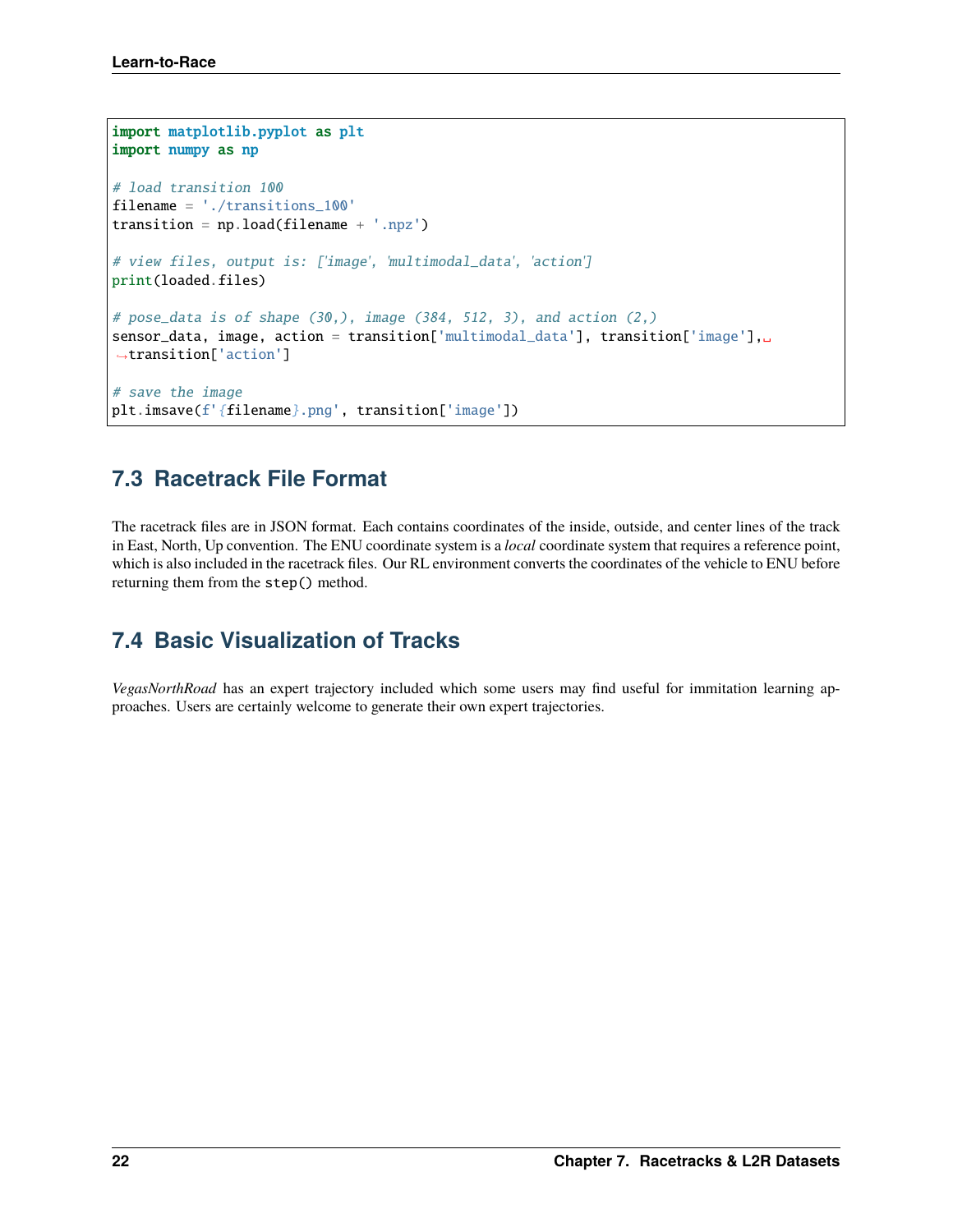```
import matplotlib.pyplot as plt
import numpy as np

# load transition 100
filename = './transitions_100'
transition = np.load(filename + '.npz')

# view files, output is: ['image', 'multimodal_data', 'action']
print(loaded.files)

# pose_data is of shape (30,), image (384, 512, 3), and action (2,)
sensor_data, image, action = transition['multimodal_data'], transition['image'],
→transition['action']

# save the image
plt.imsave(f'{filename}.png', transition['image'])
```

## 7.3 Racetrack File Format

The racetrack files are in JSON format. Each contains coordinates of the inside, outside, and center lines of the track in East, North, Up convention. The ENU coordinate system is a *local* coordinate system that requires a reference point, which is also included in the racetrack files. Our RL environment converts the coordinates of the vehicle to ENU before returning them from the `step()` method.

## 7.4 Basic Visualization of Tracks

*VegasNorthRoad* has an expert trajectory included which some users may find useful for immitation learning approaches. Users are certainly welcome to generate their own expert trajectories.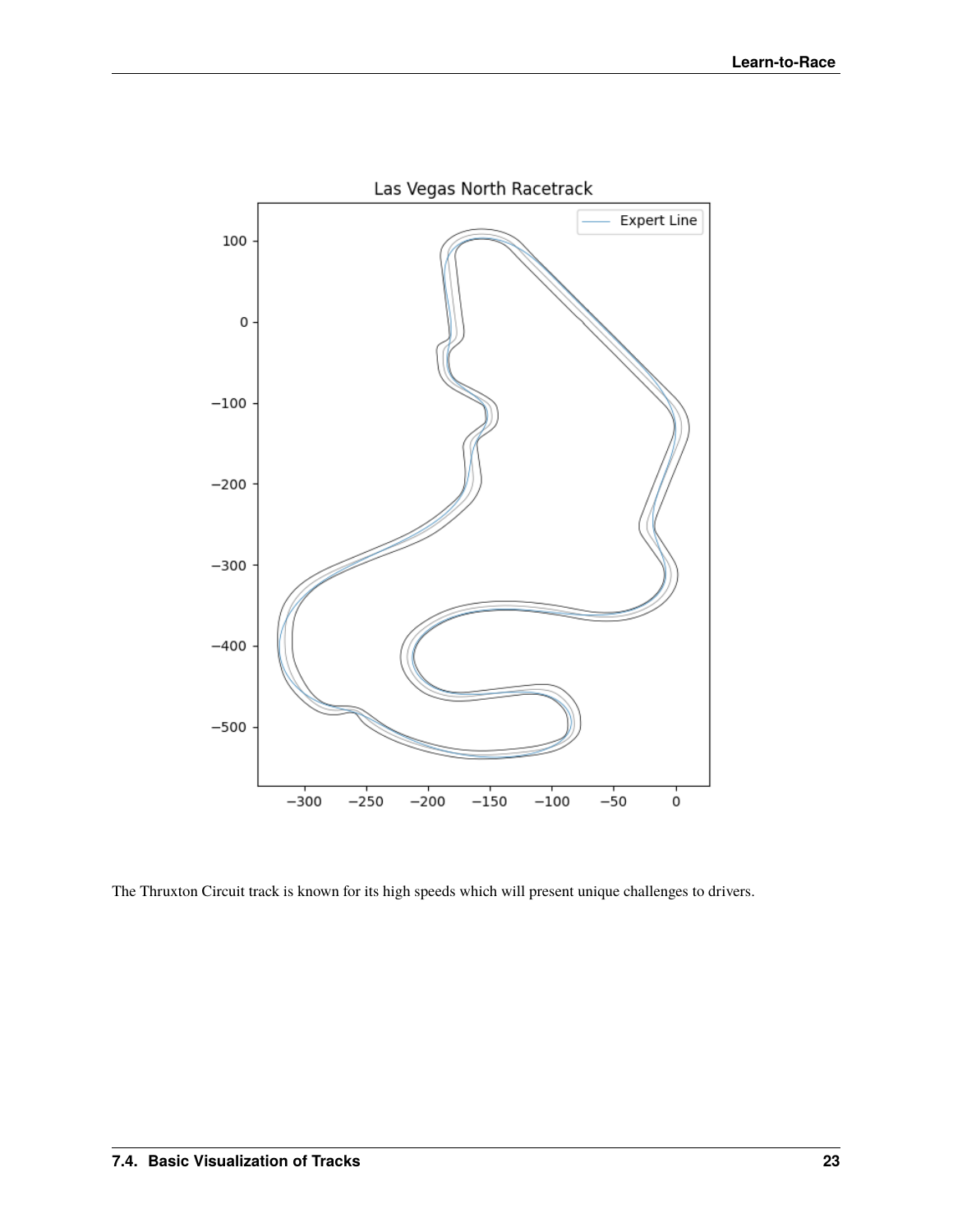The Thruxton Circuit track is known for its high speeds which will present unique challenges to drivers.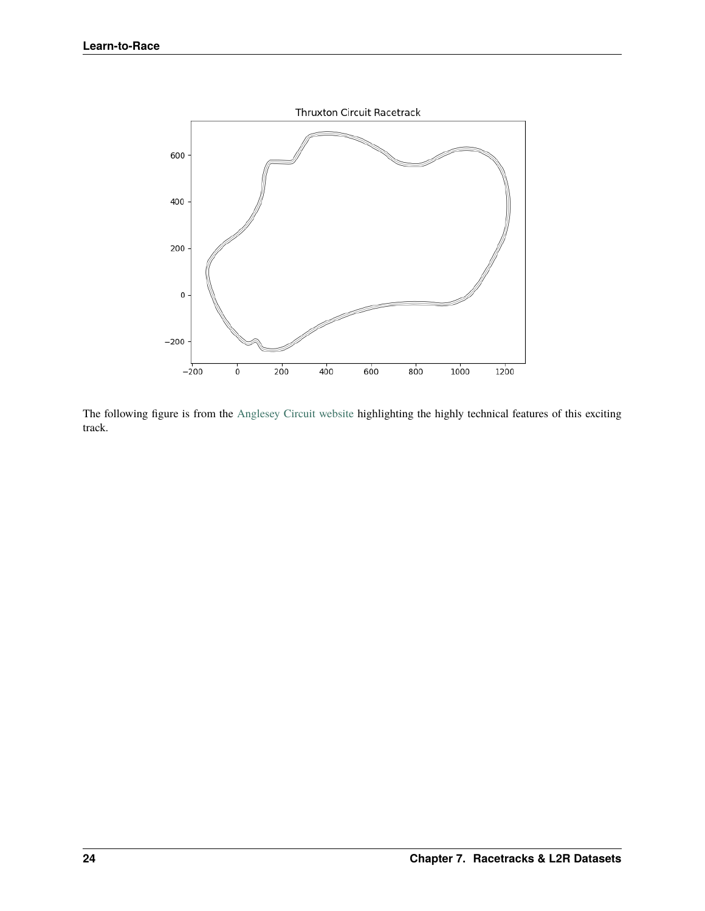The following figure is from the Anglesey Circuit website highlighting the highly technical features of this exciting track.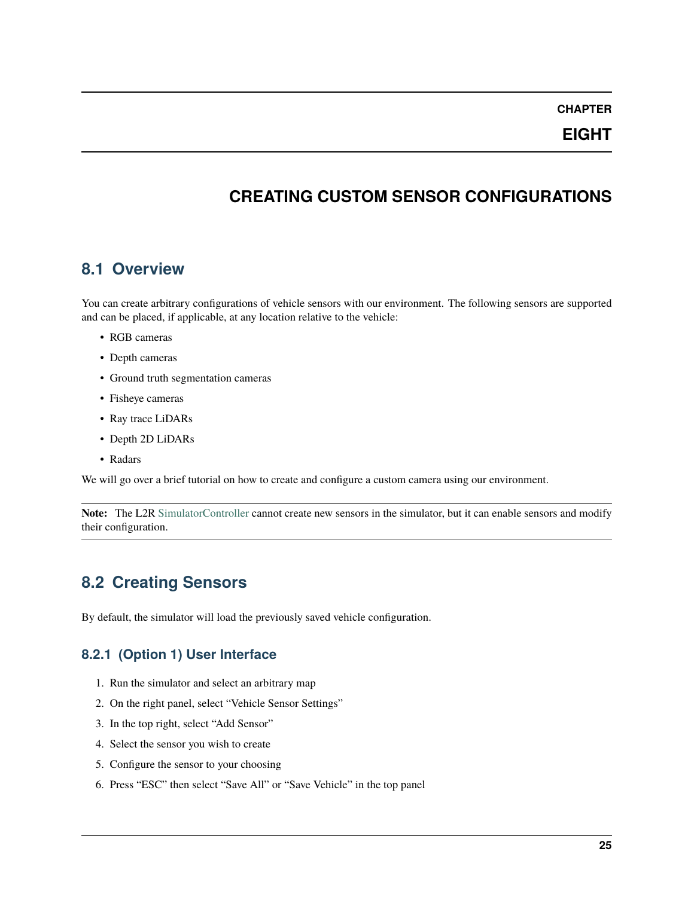# CHAPTER EIGHT

# CREATING CUSTOM SENSOR CONFIGURATIONS

## 8.1 Overview

You can create arbitrary configurations of vehicle sensors with our environment. The following sensors are supported and can be placed, if applicable, at any location relative to the vehicle:

- RGB cameras
- Depth cameras
- Ground truth segmentation cameras
- Fisheye cameras
- Ray trace LiDARs
- Depth 2D LiDARs
- Radars

We will go over a brief tutorial on how to create and configure a custom camera using our environment.

**Note:** The L2R SimulatorController cannot create new sensors in the simulator, but it can enable sensors and modify their configuration.

## 8.2 Creating Sensors

By default, the simulator will load the previously saved vehicle configuration.

### 8.2.1 (Option 1) User Interface

1. Run the simulator and select an arbitrary map
2. On the right panel, select "Vehicle Sensor Settings"
3. In the top right, select "Add Sensor"
4. Select the sensor you wish to create
5. Configure the sensor to your choosing
6. Press "ESC" then select "Save All" or "Save Vehicle" in the top panel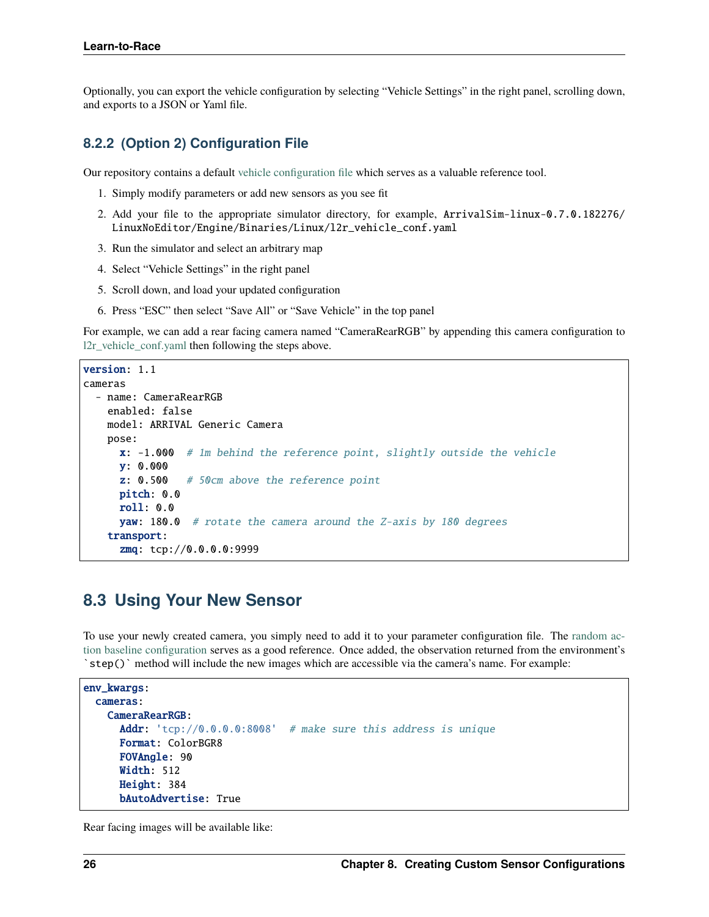Optionally, you can export the vehicle configuration by selecting "Vehicle Settings" in the right panel, scrolling down, and exports to a JSON or Yaml file.

### 8.2.2 (Option 2) Configuration File

Our repository contains a default vehicle configuration file which serves as a valuable reference tool.

1. Simply modify parameters or add new sensors as you see fit
2. Add your file to the appropriate simulator directory, for example, `ArrivalSim-linux-0.7.0.182276/LinuxNoEditor/Engine/Binaries/Linux/l2r_vehicle_conf.yaml`
3. Run the simulator and select an arbitrary map
4. Select "Vehicle Settings" in the right panel
5. Scroll down, and load your updated configuration
6. Press "ESC" then select "Save All" or "Save Vehicle" in the top panel

For example, we can add a rear facing camera named "CameraRearRGB" by appending this camera configuration to l2r_vehicle_conf.yaml then following the steps above.

```
version: 1.1
cameras
  - name: CameraRearRGB
    enabled: false
    model: ARRIVAL Generic Camera
    pose:
      x: -1.000  # 1m behind the reference point, slightly outside the vehicle
      y: 0.000
      z: 0.500   # 50cm above the reference point
      pitch: 0.0
      roll: 0.0
      yaw: 180.0  # rotate the camera around the Z-axis by 180 degrees
    transport:
      zmq: tcp://0.0.0.0:9999
```

## 8.3 Using Your New Sensor

To use your newly created camera, you simply need to add it to your parameter configuration file. The random action baseline configuration serves as a good reference. Once added, the observation returned from the environment's `step()` method will include the new images which are accessible via the camera's name. For example:

```
env_kwargs:
  cameras:
    CameraRearRGB:
      Addr: 'tcp://0.0.0.0:8008'  # make sure this address is unique
      Format: ColorBGR8
      FOVAngle: 90
      Width: 512
      Height: 384
      bAutoAdvertise: True
```

Rear facing images will be available like: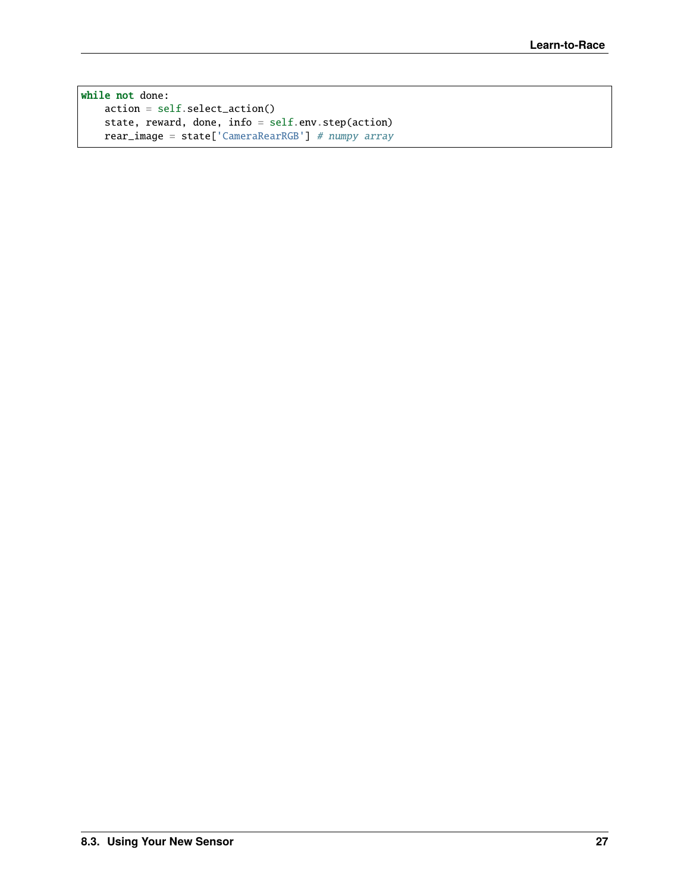```python
while not done:
    action = self.select_action()
    state, reward, done, info = self.env.step(action)
    rear_image = state['CameraRearRGB'] # numpy array
```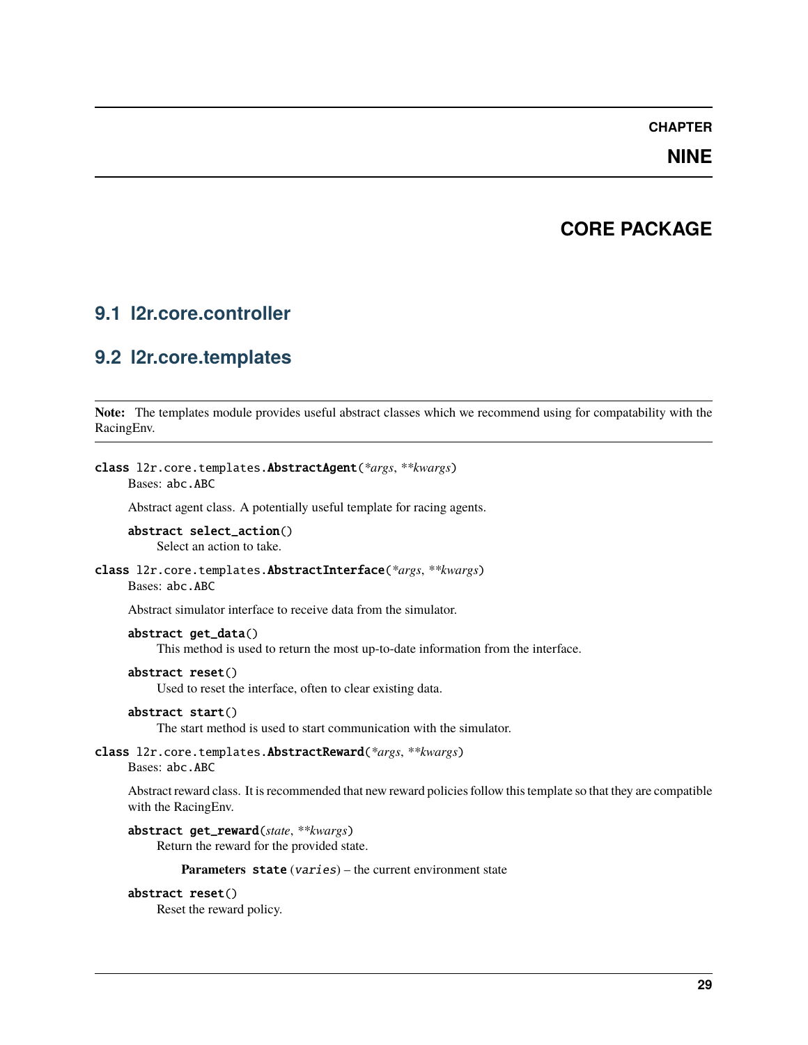# CHAPTER NINE

# CORE PACKAGE

## 9.1 l2r.core.controller

## 9.2 l2r.core.templates

**Note:** The templates module provides useful abstract classes which we recommend using for compatability with the RacingEnv.

**class** l2r.core.templates.**AbstractAgent**(*\*args*, *\*\*kwargs*)

Bases: `abc.ABC`

Abstract agent class. A potentially useful template for racing agents.

**abstract select_action**()

Select an action to take.

**class** l2r.core.templates.**AbstractInterface**(*\*args*, *\*\*kwargs*)

Bases: `abc.ABC`

Abstract simulator interface to receive data from the simulator.

**abstract get_data**()

This method is used to return the most up-to-date information from the interface.

**abstract reset**()

Used to reset the interface, often to clear existing data.

**abstract start**()

The start method is used to start communication with the simulator.

**class** l2r.core.templates.**AbstractReward**(*\*args*, *\*\*kwargs*)

Bases: `abc.ABC`

Abstract reward class. It is recommended that new reward policies follow this template so that they are compatible with the RacingEnv.

**abstract get_reward**(*state*, *\*\*kwargs*)

Return the reward for the provided state.

**Parameters** **state** (*varies*) – the current environment state

**abstract reset**()

Reset the reward policy.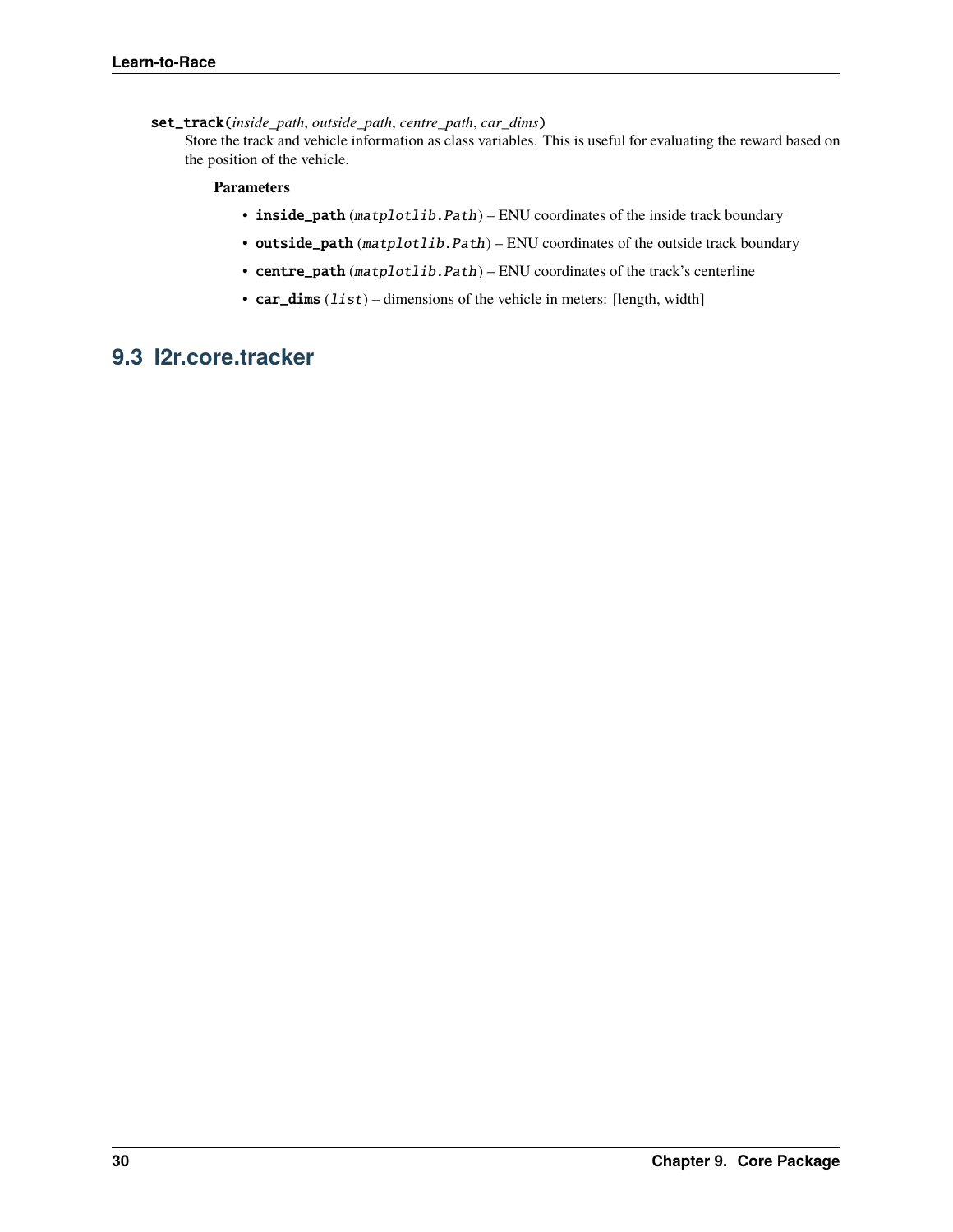**set_track**(*inside_path*, *outside_path*, *centre_path*, *car_dims*)

Store the track and vehicle information as class variables. This is useful for evaluating the reward based on the position of the vehicle.

**Parameters**

- **inside_path** (*matplotlib.Path*) – ENU coordinates of the inside track boundary
- **outside_path** (*matplotlib.Path*) – ENU coordinates of the outside track boundary
- **centre_path** (*matplotlib.Path*) – ENU coordinates of the track's centerline
- **car_dims** (*list*) – dimensions of the vehicle in meters: [length, width]

## 9.3 l2r.core.tracker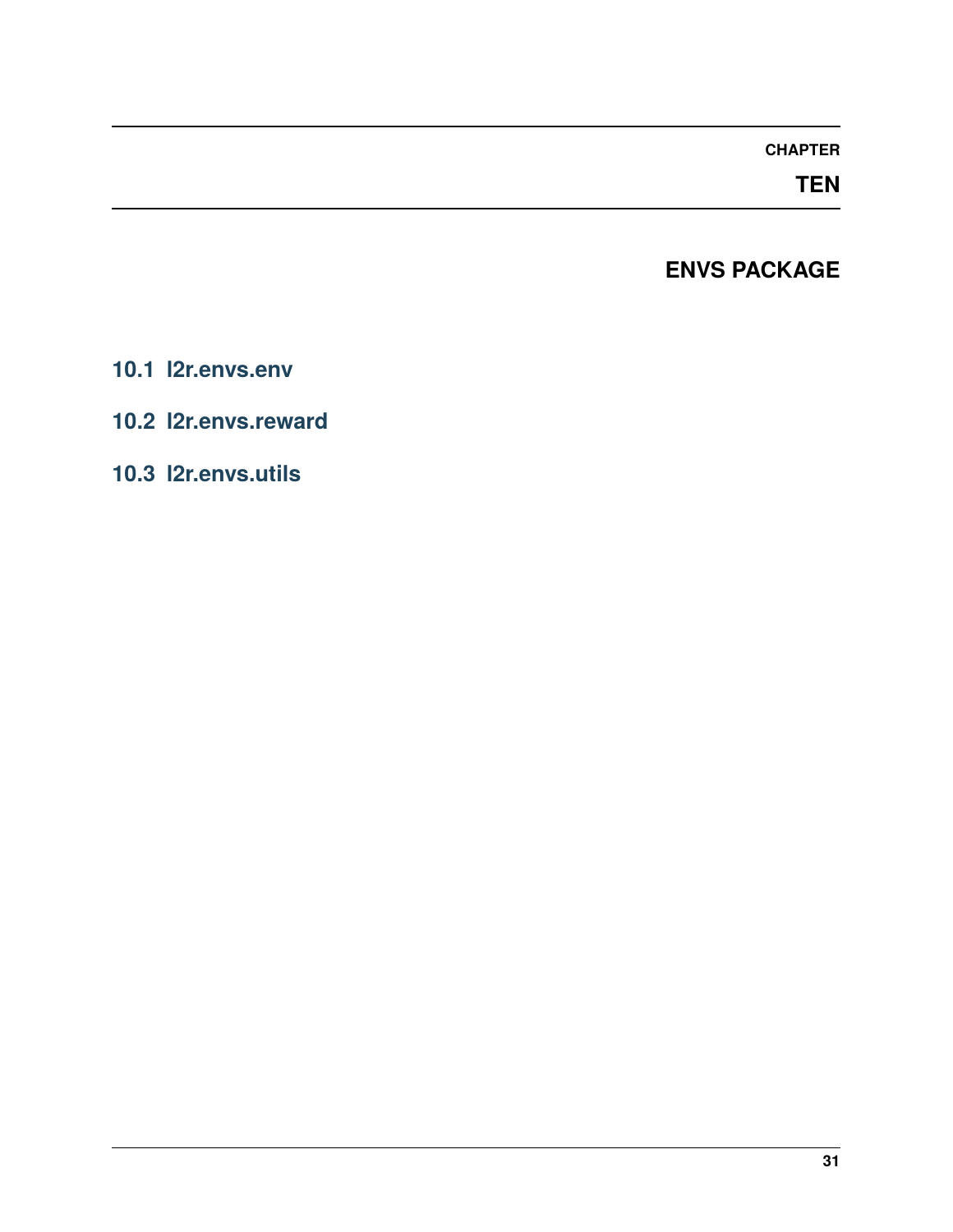# CHAPTER TEN

# ENVS PACKAGE

## 10.1 l2r.envs.env

## 10.2 l2r.envs.reward

## 10.3 l2r.envs.utils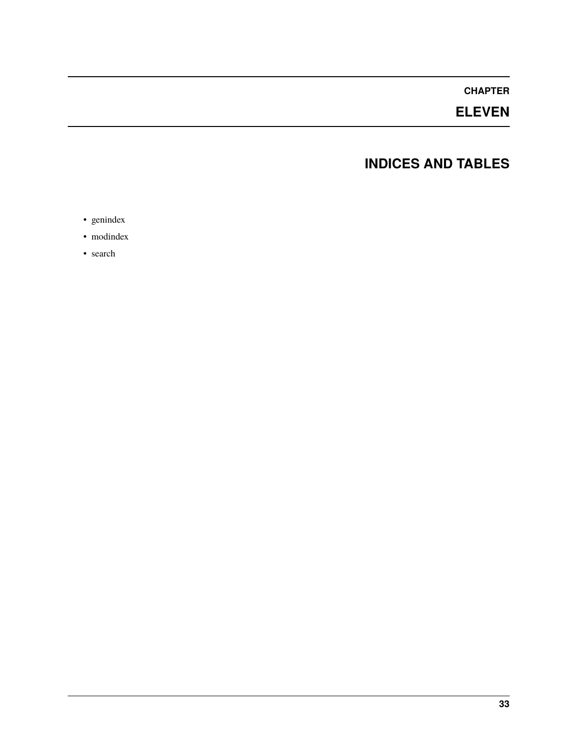# CHAPTER ELEVEN

## INDICES AND TABLES

- genindex
- modindex
- search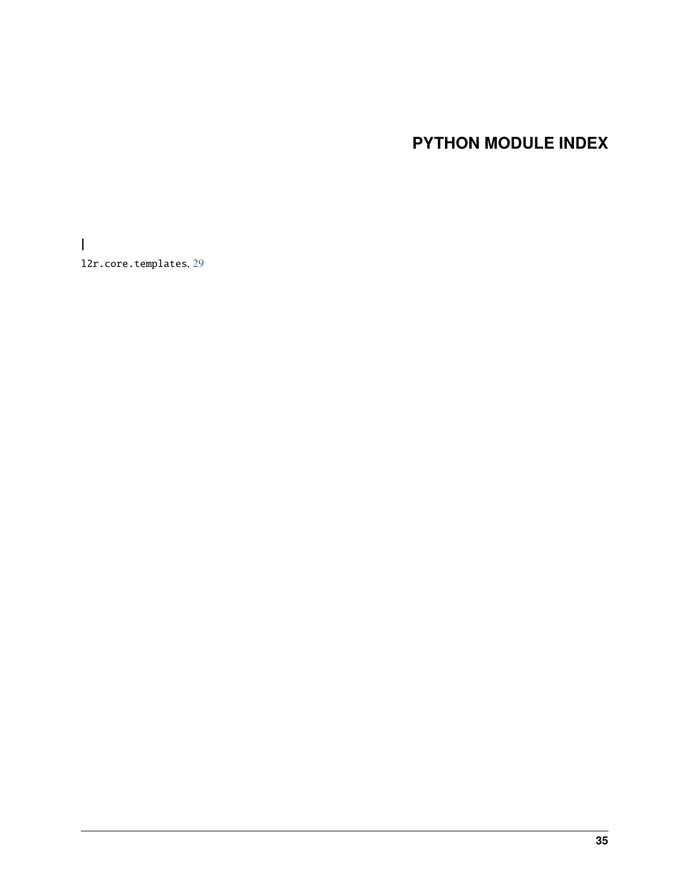# PYTHON MODULE INDEX

### l

l2r.core.templates, 29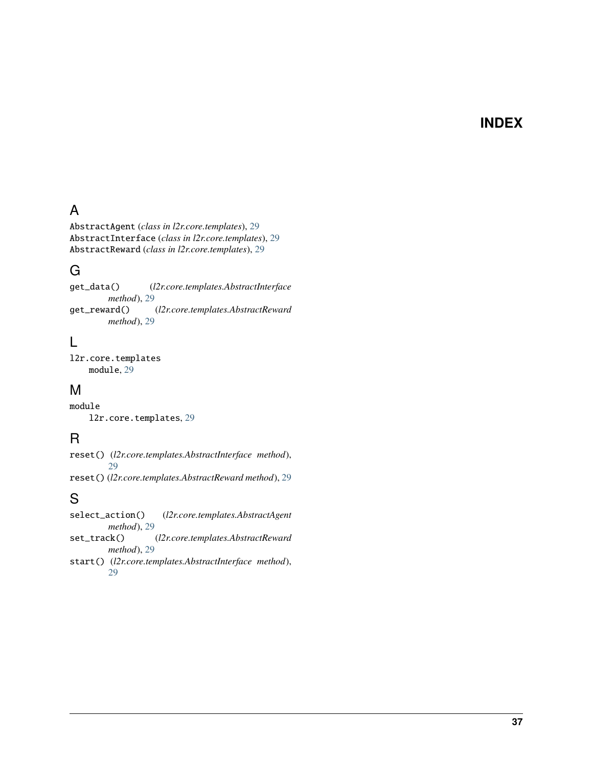# INDEX

## A

AbstractAgent (*class in l2r.core.templates*), 29
AbstractInterface (*class in l2r.core.templates*), 29
AbstractReward (*class in l2r.core.templates*), 29

## G

get_data() (*l2r.core.templates.AbstractInterface method*), 29
get_reward() (*l2r.core.templates.AbstractReward method*), 29

## L

l2r.core.templates
  module, 29

## M

module
  l2r.core.templates, 29

## R

reset() (*l2r.core.templates.AbstractInterface method*), 29
reset() (*l2r.core.templates.AbstractReward method*), 29

## S

select_action() (*l2r.core.templates.AbstractAgent method*), 29
set_track() (*l2r.core.templates.AbstractReward method*), 29
start() (*l2r.core.templates.AbstractInterface method*), 29